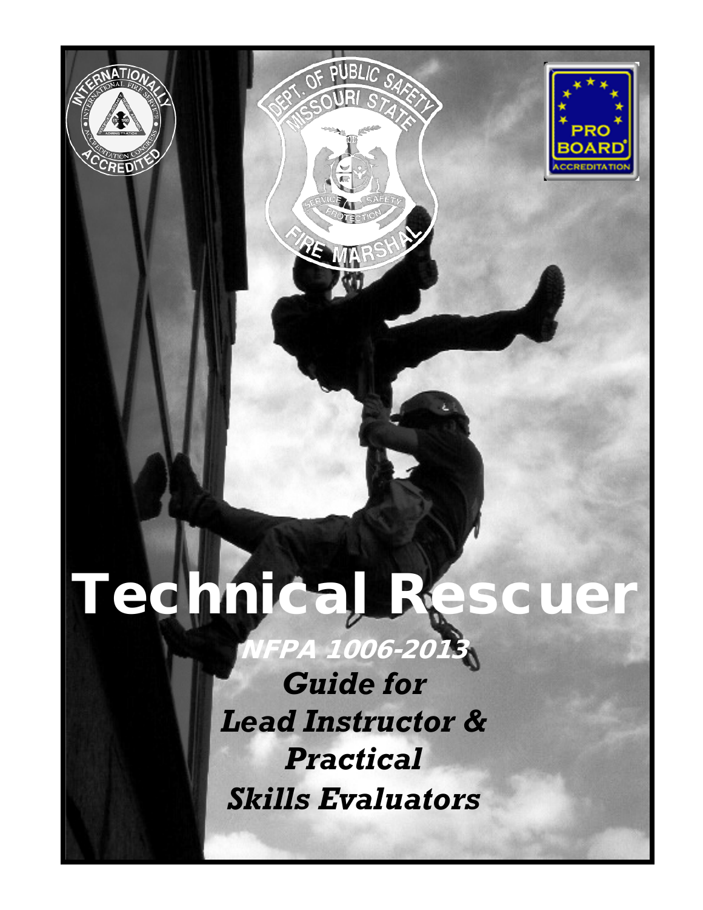# Technical Rescuer

***NFPA 1006-2013***

***Guide for***
***Lead Instructor &***
***Practical***
***Skills Evaluators***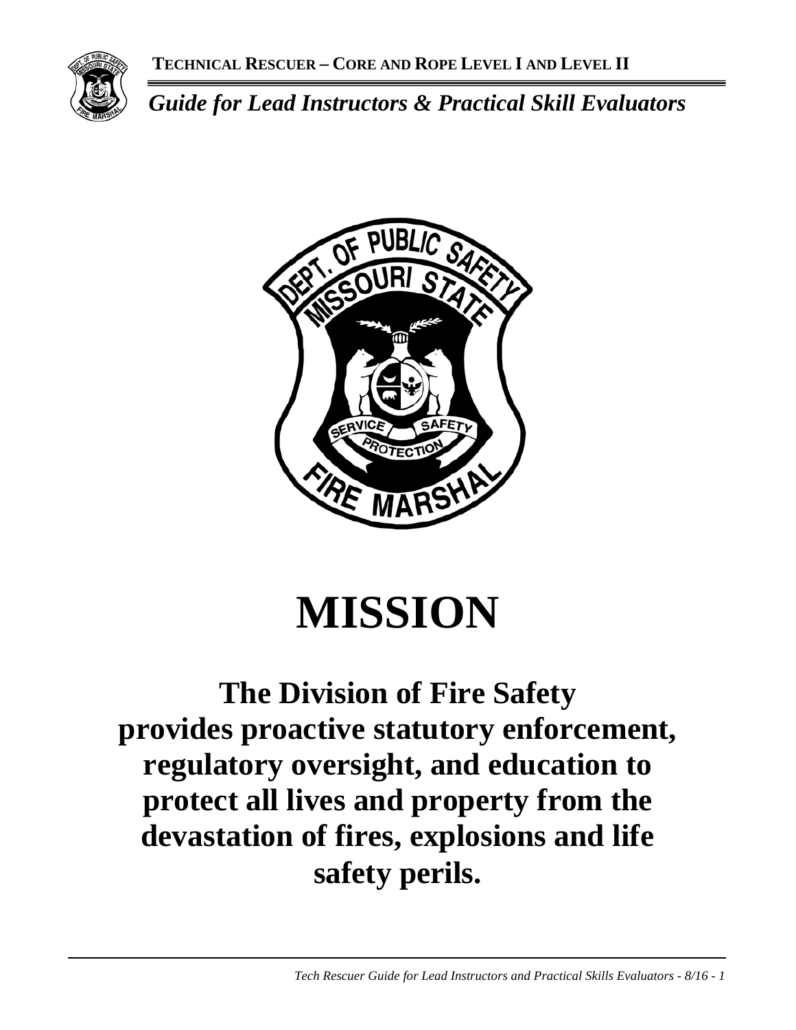# MISSION

**The Division of Fire Safety provides proactive statutory enforcement, regulatory oversight, and education to protect all lives and property from the devastation of fires, explosions and life safety perils.**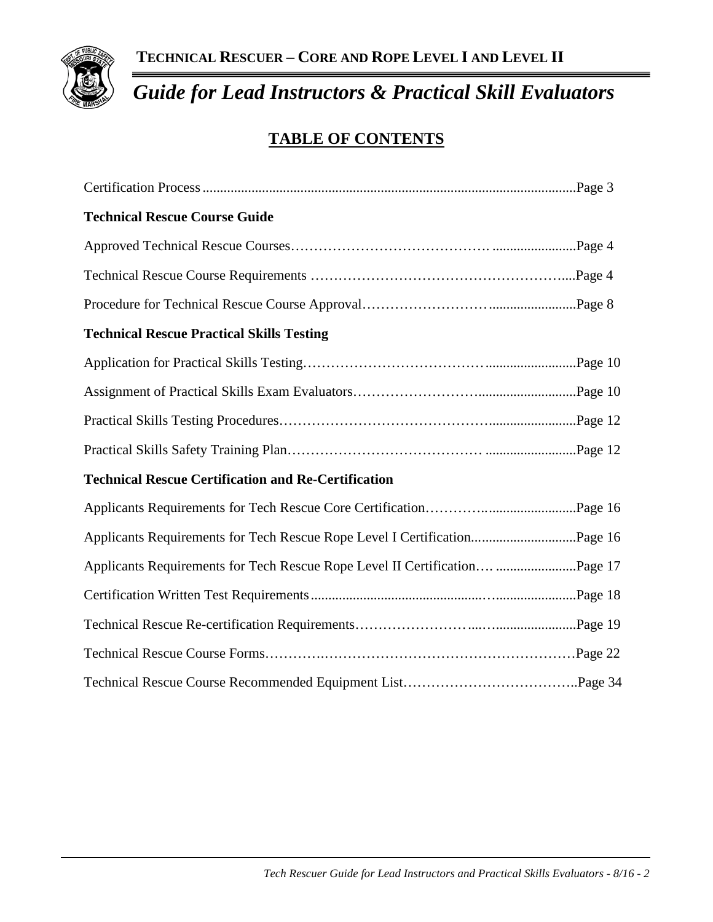# TECHNICAL RESCUER – CORE AND ROPE LEVEL I AND LEVEL II

## *Guide for Lead Instructors & Practical Skill Evaluators*

## TABLE OF CONTENTS

Certification Process ........................................................................................................Page 3

**Technical Rescue Course Guide**

Approved Technical Rescue Courses…………………………………. ........................Page 4

Technical Rescue Course Requirements ……………………………………………....Page 4

Procedure for Technical Rescue Course Approval……………………….......................Page 8

**Technical Rescue Practical Skills Testing**

Application for Practical Skills Testing.………………………………..........................Page 10

Assignment of Practical Skills Exam Evaluators……………………...........................Page 10

Practical Skills Testing Procedures……………………………………........................Page 12

Practical Skills Safety Training Plan………………………………… ..........................Page 12

**Technical Rescue Certification and Re-Certification**

Applicants Requirements for Tech Rescue Core Certification………...........................Page 16

Applicants Requirements for Tech Rescue Rope Level I Certification.............................Page 16

Applicants Requirements for Tech Rescue Rope Level II Certification…. .......................Page 17

Certification Written Test Requirements.........................................….......................Page 18

Technical Rescue Re-certification Requirements…………………...…......................Page 19

Technical Rescue Course Forms…………….……………………….…………………Page 22

Technical Rescue Course Recommended Equipment List………………………………..Page 34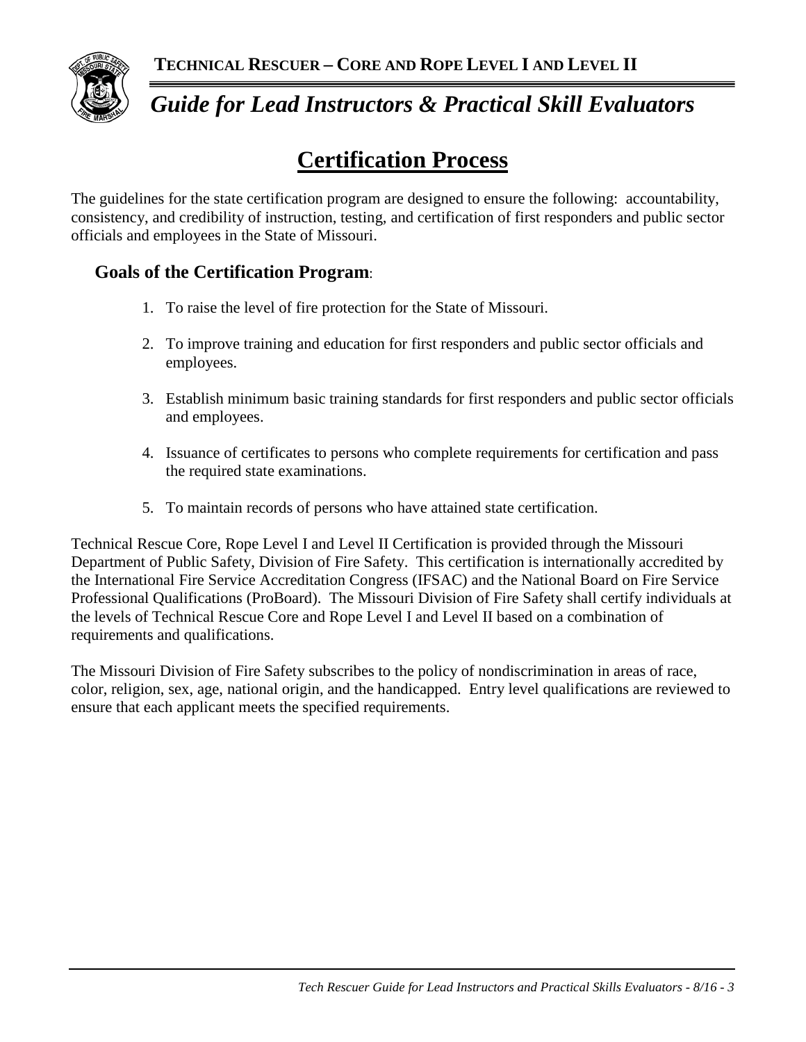# Certification Process

The guidelines for the state certification program are designed to ensure the following: accountability, consistency, and credibility of instruction, testing, and certification of first responders and public sector officials and employees in the State of Missouri.

## Goals of the Certification Program:

1. To raise the level of fire protection for the State of Missouri.
2. To improve training and education for first responders and public sector officials and employees.
3. Establish minimum basic training standards for first responders and public sector officials and employees.
4. Issuance of certificates to persons who complete requirements for certification and pass the required state examinations.
5. To maintain records of persons who have attained state certification.

Technical Rescue Core, Rope Level I and Level II Certification is provided through the Missouri Department of Public Safety, Division of Fire Safety. This certification is internationally accredited by the International Fire Service Accreditation Congress (IFSAC) and the National Board on Fire Service Professional Qualifications (ProBoard). The Missouri Division of Fire Safety shall certify individuals at the levels of Technical Rescue Core and Rope Level I and Level II based on a combination of requirements and qualifications.

The Missouri Division of Fire Safety subscribes to the policy of nondiscrimination in areas of race, color, religion, sex, age, national origin, and the handicapped. Entry level qualifications are reviewed to ensure that each applicant meets the specified requirements.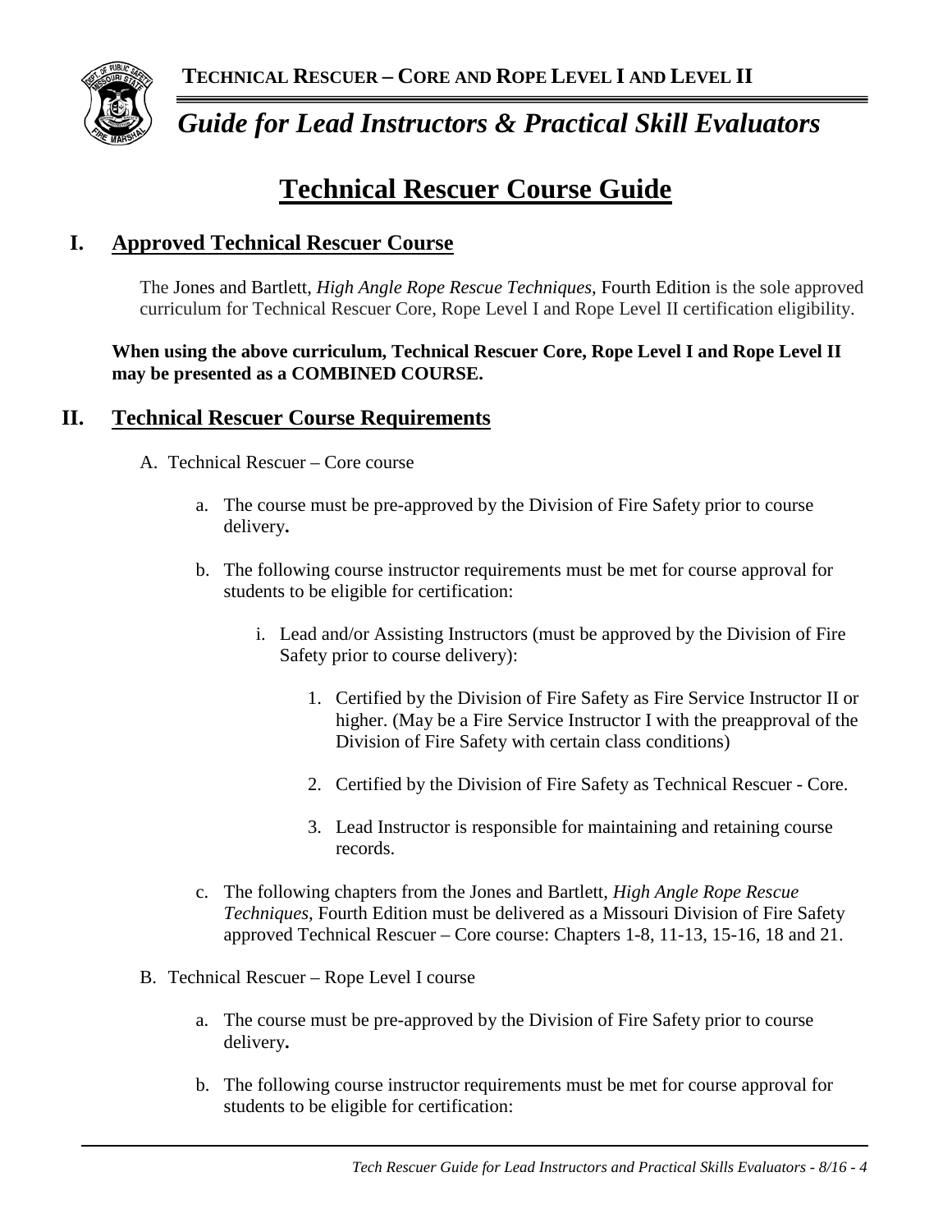# Technical Rescuer Course Guide

## I. Approved Technical Rescuer Course

The Jones and Bartlett, *High Angle Rope Rescue Techniques*, Fourth Edition is the sole approved curriculum for Technical Rescuer Core, Rope Level I and Rope Level II certification eligibility.

**When using the above curriculum, Technical Rescuer Core, Rope Level I and Rope Level II may be presented as a COMBINED COURSE.**

## II. Technical Rescuer Course Requirements

A. Technical Rescuer – Core course

a. The course must be pre-approved by the Division of Fire Safety prior to course delivery**.**

b. The following course instructor requirements must be met for course approval for students to be eligible for certification:

i. Lead and/or Assisting Instructors (must be approved by the Division of Fire Safety prior to course delivery):

1. Certified by the Division of Fire Safety as Fire Service Instructor II or higher. (May be a Fire Service Instructor I with the preapproval of the Division of Fire Safety with certain class conditions)

2. Certified by the Division of Fire Safety as Technical Rescuer - Core.

3. Lead Instructor is responsible for maintaining and retaining course records.

c. The following chapters from the Jones and Bartlett, *High Angle Rope Rescue Techniques*, Fourth Edition must be delivered as a Missouri Division of Fire Safety approved Technical Rescuer – Core course: Chapters 1-8, 11-13, 15-16, 18 and 21.

B. Technical Rescuer – Rope Level I course

a. The course must be pre-approved by the Division of Fire Safety prior to course delivery**.**

b. The following course instructor requirements must be met for course approval for students to be eligible for certification: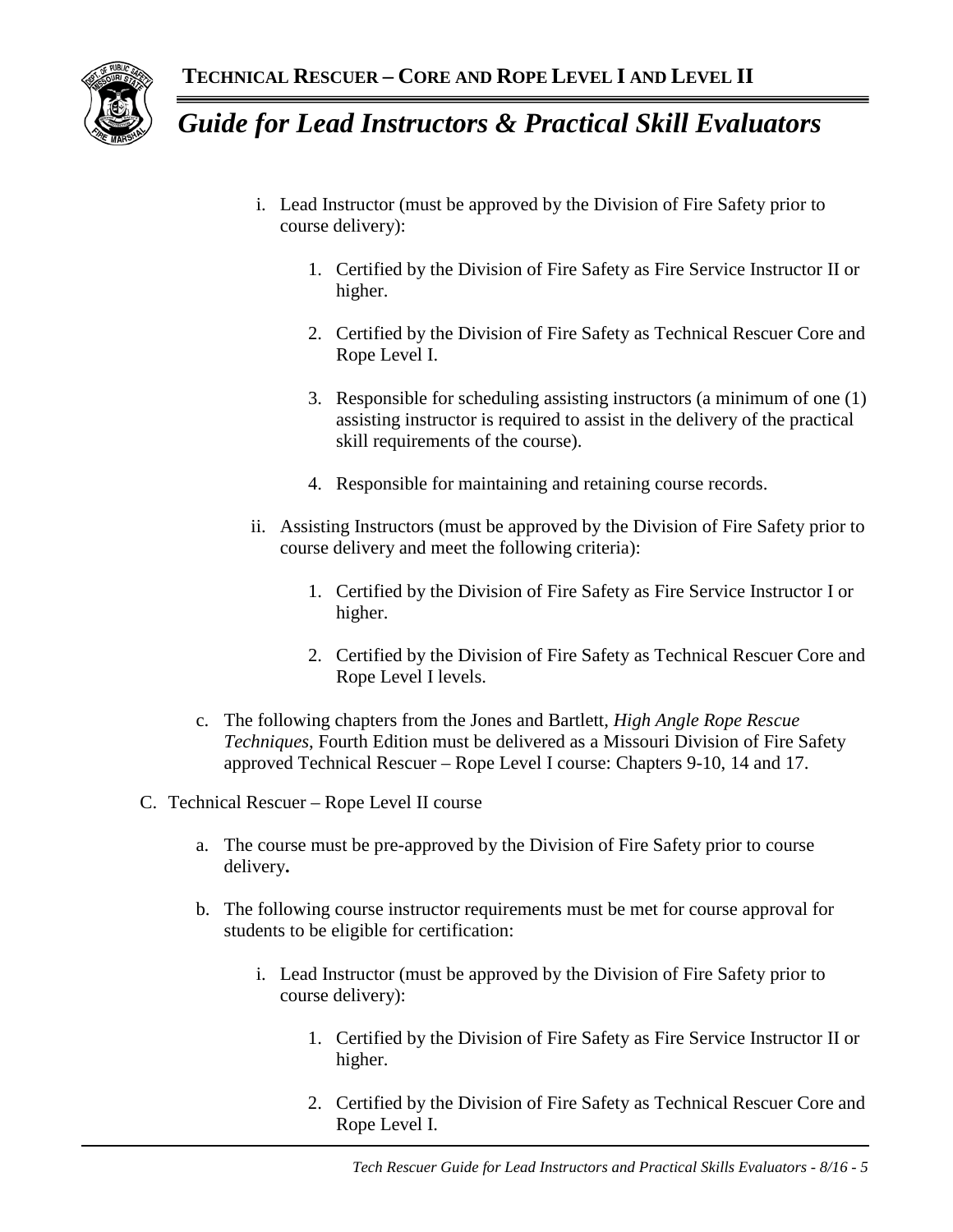i. Lead Instructor (must be approved by the Division of Fire Safety prior to course delivery):

   1. Certified by the Division of Fire Safety as Fire Service Instructor II or higher.

   2. Certified by the Division of Fire Safety as Technical Rescuer Core and Rope Level I.

   3. Responsible for scheduling assisting instructors (a minimum of one (1) assisting instructor is required to assist in the delivery of the practical skill requirements of the course).

   4. Responsible for maintaining and retaining course records.

ii. Assisting Instructors (must be approved by the Division of Fire Safety prior to course delivery and meet the following criteria):

   1. Certified by the Division of Fire Safety as Fire Service Instructor I or higher.

   2. Certified by the Division of Fire Safety as Technical Rescuer Core and Rope Level I levels.

c. The following chapters from the Jones and Bartlett, *High Angle Rope Rescue Techniques*, Fourth Edition must be delivered as a Missouri Division of Fire Safety approved Technical Rescuer – Rope Level I course: Chapters 9-10, 14 and 17.

C. Technical Rescuer – Rope Level II course

   a. The course must be pre-approved by the Division of Fire Safety prior to course delivery**.**

   b. The following course instructor requirements must be met for course approval for students to be eligible for certification:

      i. Lead Instructor (must be approved by the Division of Fire Safety prior to course delivery):

         1. Certified by the Division of Fire Safety as Fire Service Instructor II or higher.

         2. Certified by the Division of Fire Safety as Technical Rescuer Core and Rope Level I.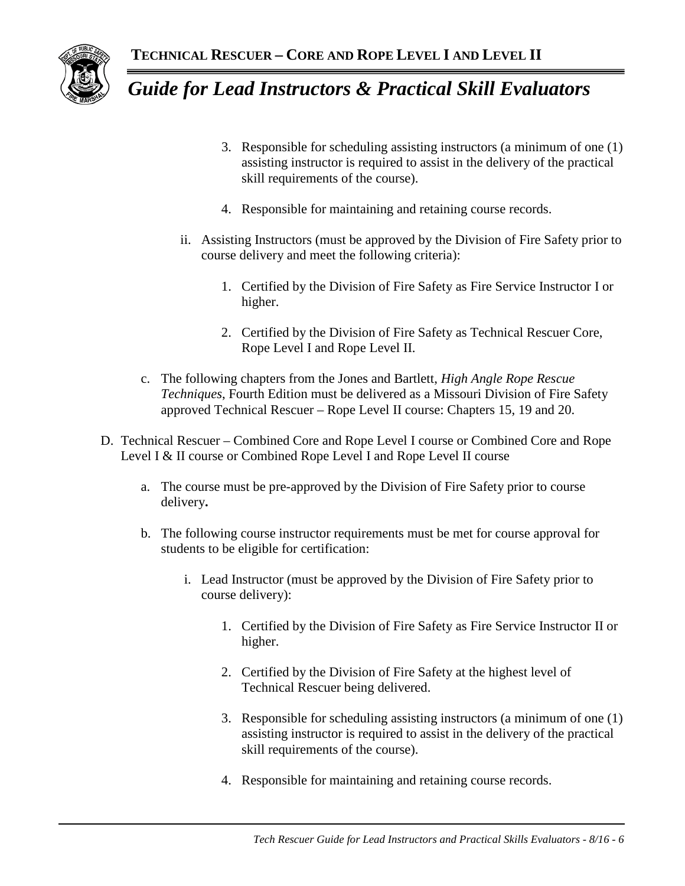3. Responsible for scheduling assisting instructors (a minimum of one (1) assisting instructor is required to assist in the delivery of the practical skill requirements of the course).

4. Responsible for maintaining and retaining course records.

ii. Assisting Instructors (must be approved by the Division of Fire Safety prior to course delivery and meet the following criteria):

1. Certified by the Division of Fire Safety as Fire Service Instructor I or higher.

2. Certified by the Division of Fire Safety as Technical Rescuer Core, Rope Level I and Rope Level II.

c. The following chapters from the Jones and Bartlett, *High Angle Rope Rescue Techniques*, Fourth Edition must be delivered as a Missouri Division of Fire Safety approved Technical Rescuer – Rope Level II course: Chapters 15, 19 and 20.

D. Technical Rescuer – Combined Core and Rope Level I course or Combined Core and Rope Level I & II course or Combined Rope Level I and Rope Level II course

a. The course must be pre-approved by the Division of Fire Safety prior to course delivery**.**

b. The following course instructor requirements must be met for course approval for students to be eligible for certification:

i. Lead Instructor (must be approved by the Division of Fire Safety prior to course delivery):

1. Certified by the Division of Fire Safety as Fire Service Instructor II or higher.

2. Certified by the Division of Fire Safety at the highest level of Technical Rescuer being delivered.

3. Responsible for scheduling assisting instructors (a minimum of one (1) assisting instructor is required to assist in the delivery of the practical skill requirements of the course).

4. Responsible for maintaining and retaining course records.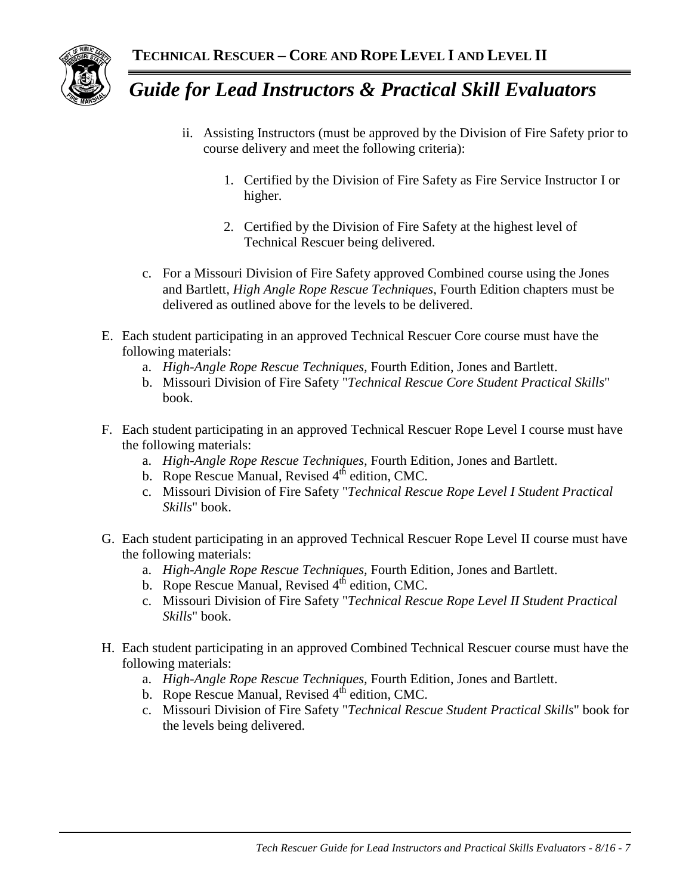ii. Assisting Instructors (must be approved by the Division of Fire Safety prior to course delivery and meet the following criteria):

1. Certified by the Division of Fire Safety as Fire Service Instructor I or higher.

2. Certified by the Division of Fire Safety at the highest level of Technical Rescuer being delivered.

c. For a Missouri Division of Fire Safety approved Combined course using the Jones and Bartlett, *High Angle Rope Rescue Techniques*, Fourth Edition chapters must be delivered as outlined above for the levels to be delivered.

E. Each student participating in an approved Technical Rescuer Core course must have the following materials:
   a. *High-Angle Rope Rescue Techniques*, Fourth Edition, Jones and Bartlett.
   b. Missouri Division of Fire Safety "*Technical Rescue Core Student Practical Skills*" book.

F. Each student participating in an approved Technical Rescuer Rope Level I course must have the following materials:
   a. *High-Angle Rope Rescue Techniques*, Fourth Edition, Jones and Bartlett.
   b. Rope Rescue Manual, Revised 4th edition, CMC.
   c. Missouri Division of Fire Safety "*Technical Rescue Rope Level I Student Practical Skills*" book.

G. Each student participating in an approved Technical Rescuer Rope Level II course must have the following materials:
   a. *High-Angle Rope Rescue Techniques*, Fourth Edition, Jones and Bartlett.
   b. Rope Rescue Manual, Revised 4th edition, CMC.
   c. Missouri Division of Fire Safety "*Technical Rescue Rope Level II Student Practical Skills*" book.

H. Each student participating in an approved Combined Technical Rescuer course must have the following materials:
   a. *High-Angle Rope Rescue Techniques*, Fourth Edition, Jones and Bartlett.
   b. Rope Rescue Manual, Revised 4th edition, CMC.
   c. Missouri Division of Fire Safety "*Technical Rescue Student Practical Skills*" book for the levels being delivered.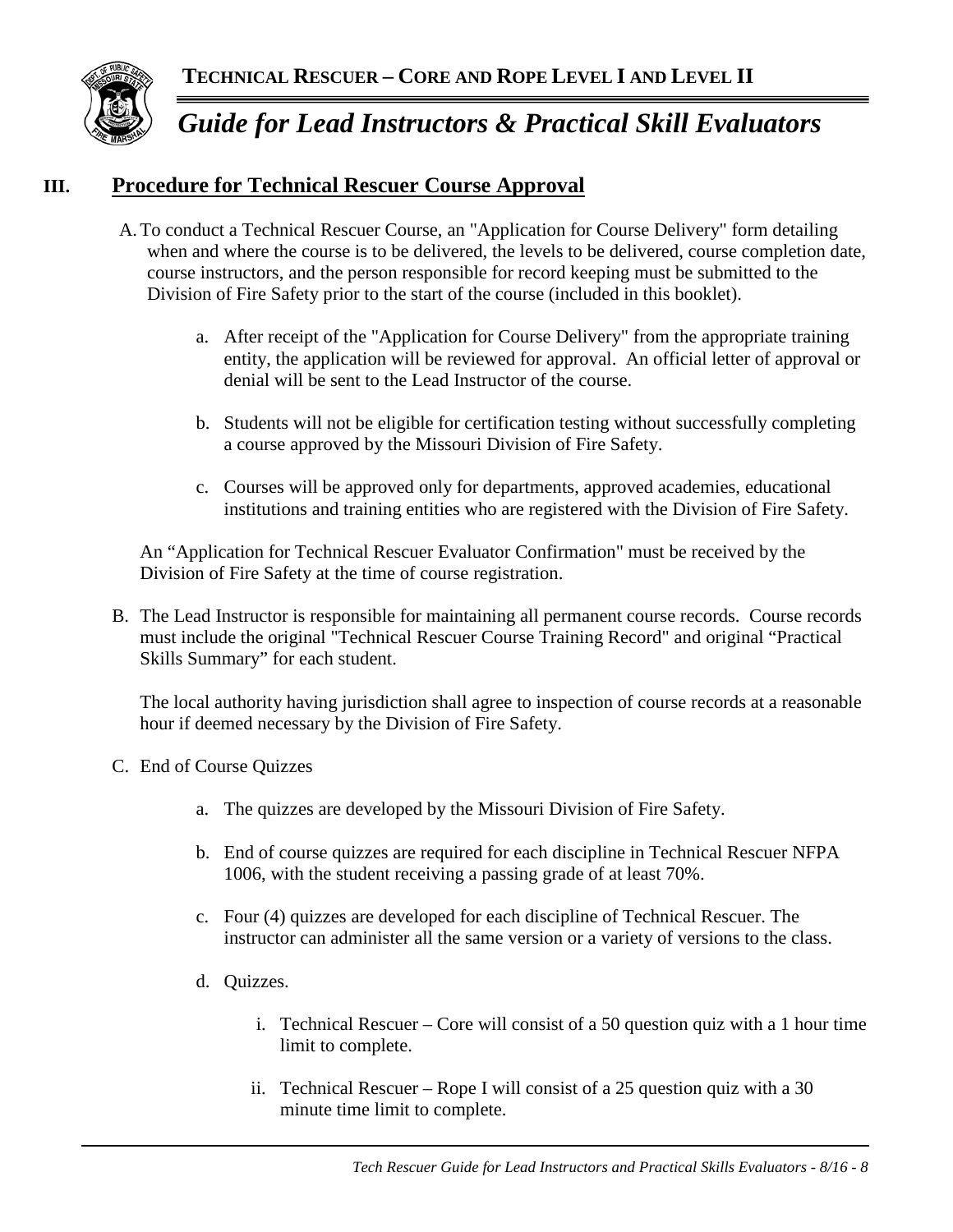## III. Procedure for Technical Rescuer Course Approval

A. To conduct a Technical Rescuer Course, an "Application for Course Delivery" form detailing when and where the course is to be delivered, the levels to be delivered, course completion date, course instructors, and the person responsible for record keeping must be submitted to the Division of Fire Safety prior to the start of the course (included in this booklet).

   a. After receipt of the "Application for Course Delivery" from the appropriate training entity, the application will be reviewed for approval. An official letter of approval or denial will be sent to the Lead Instructor of the course.

   b. Students will not be eligible for certification testing without successfully completing a course approved by the Missouri Division of Fire Safety.

   c. Courses will be approved only for departments, approved academies, educational institutions and training entities who are registered with the Division of Fire Safety.

   An "Application for Technical Rescuer Evaluator Confirmation" must be received by the Division of Fire Safety at the time of course registration.

B. The Lead Instructor is responsible for maintaining all permanent course records. Course records must include the original "Technical Rescuer Course Training Record" and original "Practical Skills Summary" for each student.

   The local authority having jurisdiction shall agree to inspection of course records at a reasonable hour if deemed necessary by the Division of Fire Safety.

C. End of Course Quizzes

   a. The quizzes are developed by the Missouri Division of Fire Safety.

   b. End of course quizzes are required for each discipline in Technical Rescuer NFPA 1006, with the student receiving a passing grade of at least 70%.

   c. Four (4) quizzes are developed for each discipline of Technical Rescuer. The instructor can administer all the same version or a variety of versions to the class.

   d. Quizzes.

      i. Technical Rescuer – Core will consist of a 50 question quiz with a 1 hour time limit to complete.

      ii. Technical Rescuer – Rope I will consist of a 25 question quiz with a 30 minute time limit to complete.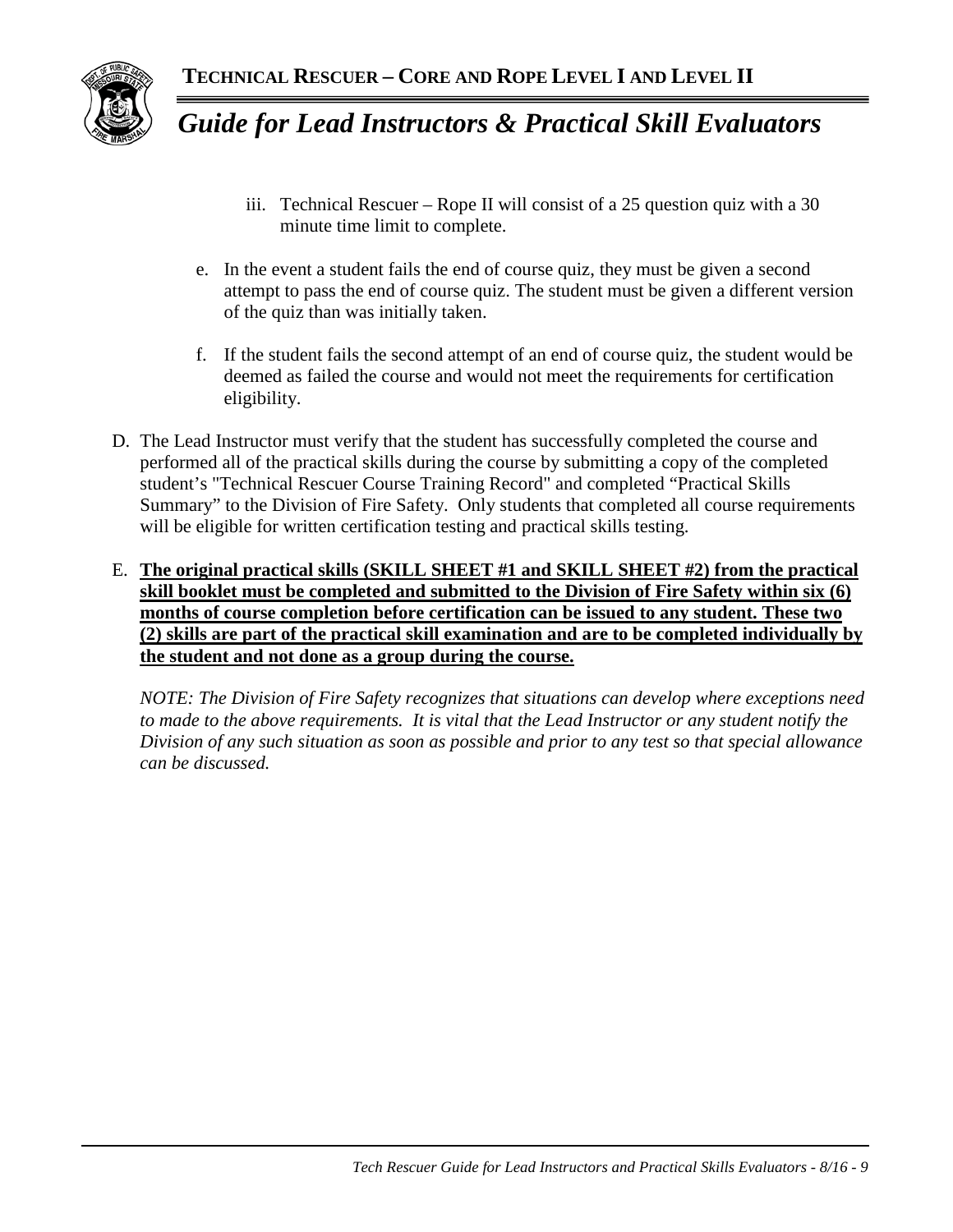iii. Technical Rescuer – Rope II will consist of a 25 question quiz with a 30 minute time limit to complete.

e. In the event a student fails the end of course quiz, they must be given a second attempt to pass the end of course quiz. The student must be given a different version of the quiz than was initially taken.

f. If the student fails the second attempt of an end of course quiz, the student would be deemed as failed the course and would not meet the requirements for certification eligibility.

D. The Lead Instructor must verify that the student has successfully completed the course and performed all of the practical skills during the course by submitting a copy of the completed student's "Technical Rescuer Course Training Record" and completed "Practical Skills Summary" to the Division of Fire Safety. Only students that completed all course requirements will be eligible for written certification testing and practical skills testing.

E. **The original practical skills (SKILL SHEET #1 and SKILL SHEET #2) from the practical skill booklet must be completed and submitted to the Division of Fire Safety within six (6) months of course completion before certification can be issued to any student. These two (2) skills are part of the practical skill examination and are to be completed individually by the student and not done as a group during the course.**

*NOTE: The Division of Fire Safety recognizes that situations can develop where exceptions need to made to the above requirements. It is vital that the Lead Instructor or any student notify the Division of any such situation as soon as possible and prior to any test so that special allowance can be discussed.*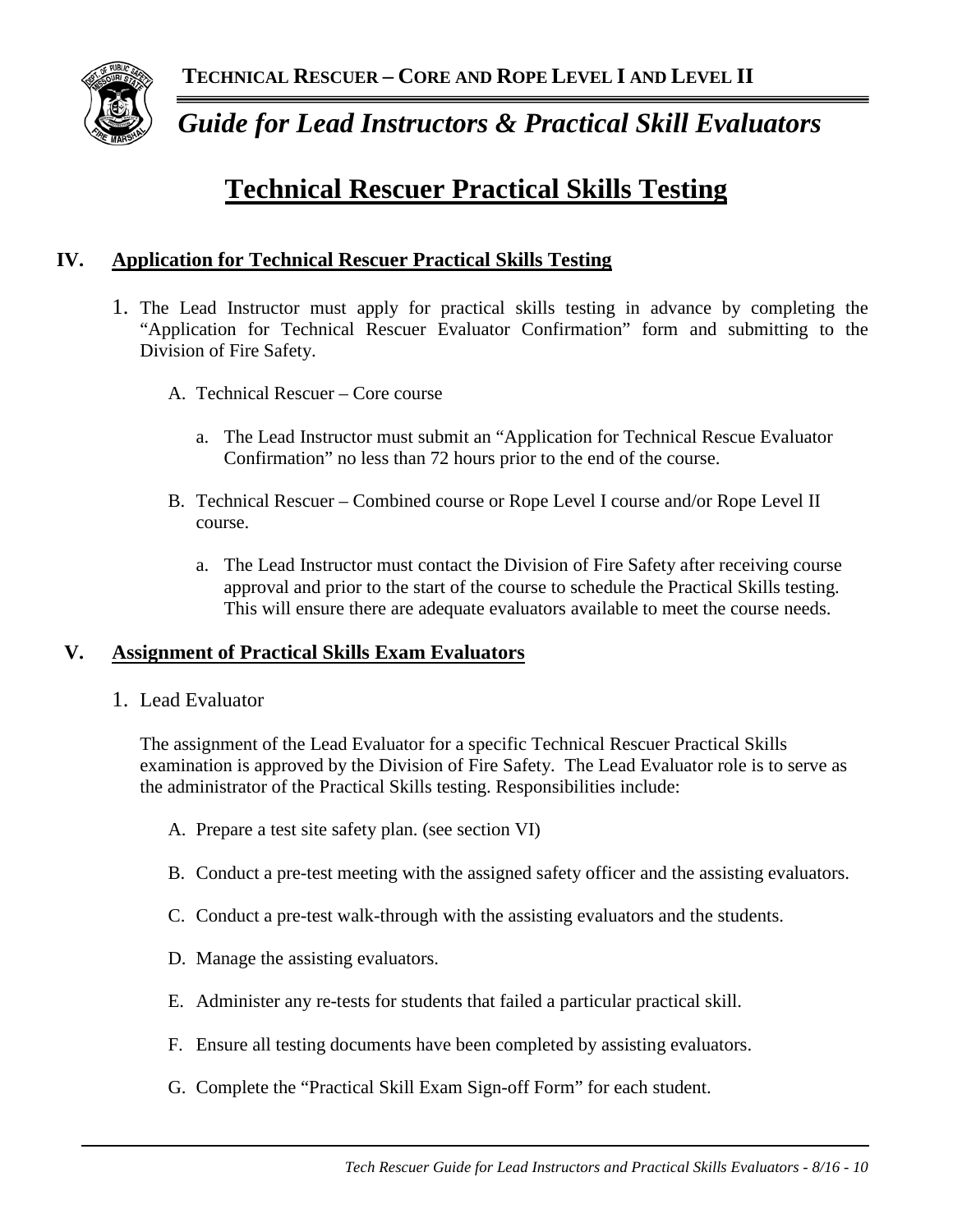# Technical Rescuer Practical Skills Testing

## IV. Application for Technical Rescuer Practical Skills Testing

1. The Lead Instructor must apply for practical skills testing in advance by completing the "Application for Technical Rescuer Evaluator Confirmation" form and submitting to the Division of Fire Safety.

   A. Technical Rescuer – Core course

      a. The Lead Instructor must submit an "Application for Technical Rescue Evaluator Confirmation" no less than 72 hours prior to the end of the course.

   B. Technical Rescuer – Combined course or Rope Level I course and/or Rope Level II course.

      a. The Lead Instructor must contact the Division of Fire Safety after receiving course approval and prior to the start of the course to schedule the Practical Skills testing. This will ensure there are adequate evaluators available to meet the course needs.

## V. Assignment of Practical Skills Exam Evaluators

1. Lead Evaluator

   The assignment of the Lead Evaluator for a specific Technical Rescuer Practical Skills examination is approved by the Division of Fire Safety. The Lead Evaluator role is to serve as the administrator of the Practical Skills testing. Responsibilities include:

   A. Prepare a test site safety plan. (see section VI)

   B. Conduct a pre-test meeting with the assigned safety officer and the assisting evaluators.

   C. Conduct a pre-test walk-through with the assisting evaluators and the students.

   D. Manage the assisting evaluators.

   E. Administer any re-tests for students that failed a particular practical skill.

   F. Ensure all testing documents have been completed by assisting evaluators.

   G. Complete the "Practical Skill Exam Sign-off Form" for each student.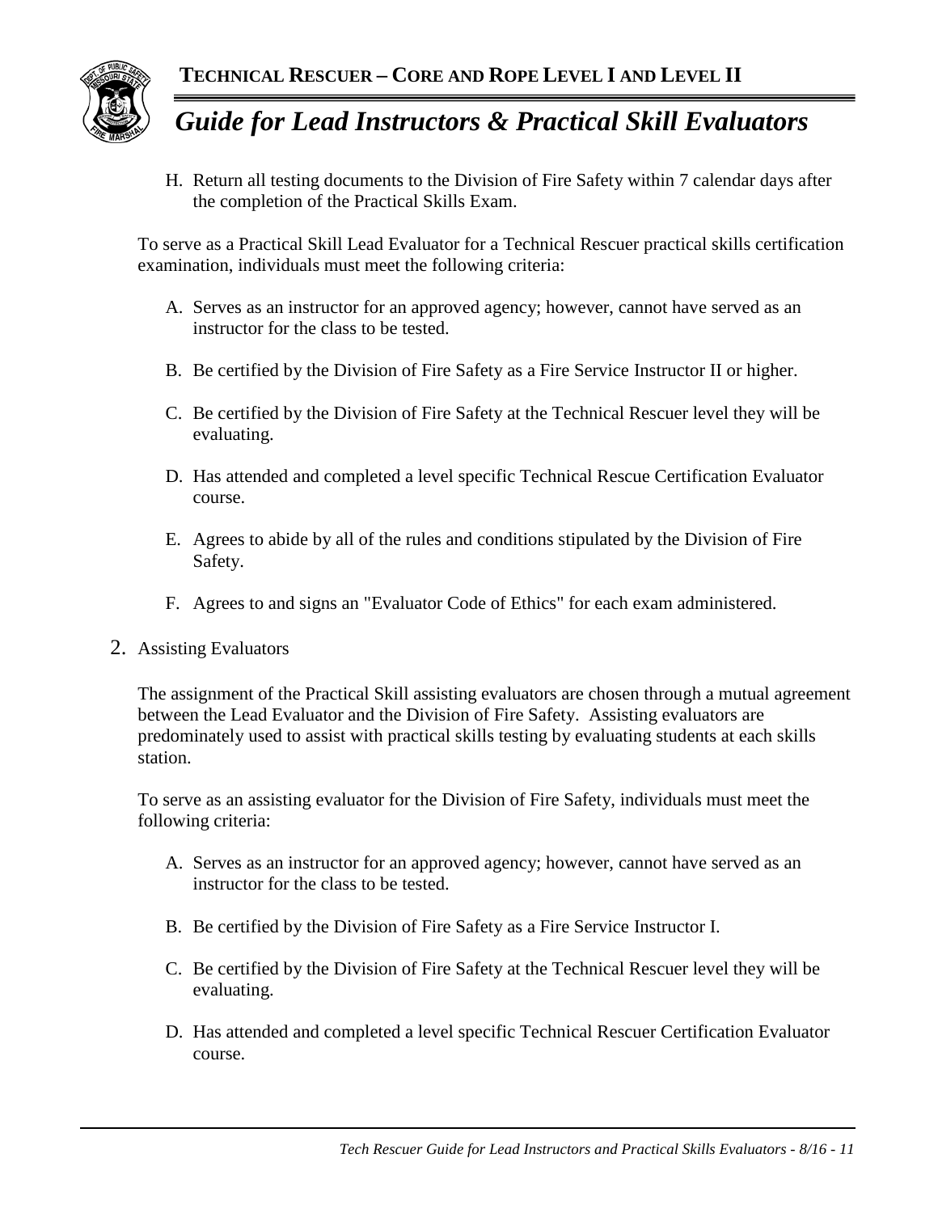H. Return all testing documents to the Division of Fire Safety within 7 calendar days after the completion of the Practical Skills Exam.

To serve as a Practical Skill Lead Evaluator for a Technical Rescuer practical skills certification examination, individuals must meet the following criteria:

A. Serves as an instructor for an approved agency; however, cannot have served as an instructor for the class to be tested.

B. Be certified by the Division of Fire Safety as a Fire Service Instructor II or higher.

C. Be certified by the Division of Fire Safety at the Technical Rescuer level they will be evaluating.

D. Has attended and completed a level specific Technical Rescue Certification Evaluator course.

E. Agrees to abide by all of the rules and conditions stipulated by the Division of Fire Safety.

F. Agrees to and signs an "Evaluator Code of Ethics" for each exam administered.

2. Assisting Evaluators

The assignment of the Practical Skill assisting evaluators are chosen through a mutual agreement between the Lead Evaluator and the Division of Fire Safety. Assisting evaluators are predominately used to assist with practical skills testing by evaluating students at each skills station.

To serve as an assisting evaluator for the Division of Fire Safety, individuals must meet the following criteria:

A. Serves as an instructor for an approved agency; however, cannot have served as an instructor for the class to be tested.

B. Be certified by the Division of Fire Safety as a Fire Service Instructor I.

C. Be certified by the Division of Fire Safety at the Technical Rescuer level they will be evaluating.

D. Has attended and completed a level specific Technical Rescuer Certification Evaluator course.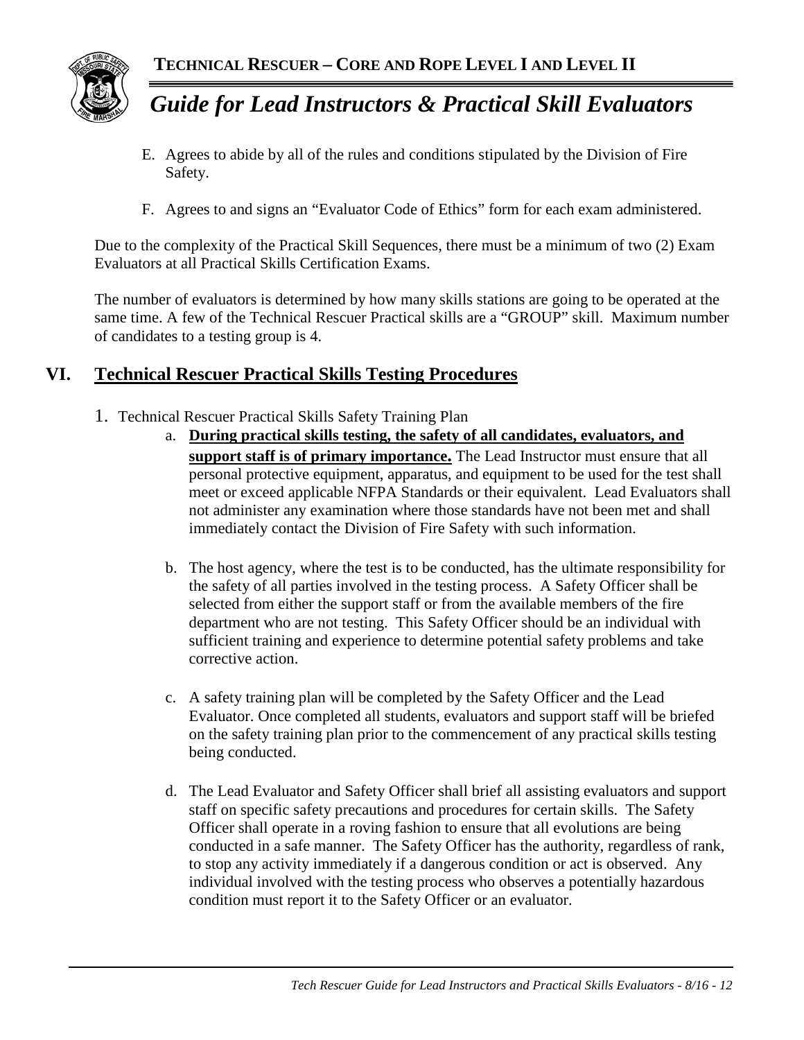E. Agrees to abide by all of the rules and conditions stipulated by the Division of Fire Safety.

F. Agrees to and signs an "Evaluator Code of Ethics" form for each exam administered.

Due to the complexity of the Practical Skill Sequences, there must be a minimum of two (2) Exam Evaluators at all Practical Skills Certification Exams.

The number of evaluators is determined by how many skills stations are going to be operated at the same time. A few of the Technical Rescuer Practical skills are a "GROUP" skill. Maximum number of candidates to a testing group is 4.

## VI. Technical Rescuer Practical Skills Testing Procedures

1. Technical Rescuer Practical Skills Safety Training Plan
   a. **During practical skills testing, the safety of all candidates, evaluators, and support staff is of primary importance.** The Lead Instructor must ensure that all personal protective equipment, apparatus, and equipment to be used for the test shall meet or exceed applicable NFPA Standards or their equivalent. Lead Evaluators shall not administer any examination where those standards have not been met and shall immediately contact the Division of Fire Safety with such information.

   b. The host agency, where the test is to be conducted, has the ultimate responsibility for the safety of all parties involved in the testing process. A Safety Officer shall be selected from either the support staff or from the available members of the fire department who are not testing. This Safety Officer should be an individual with sufficient training and experience to determine potential safety problems and take corrective action.

   c. A safety training plan will be completed by the Safety Officer and the Lead Evaluator. Once completed all students, evaluators and support staff will be briefed on the safety training plan prior to the commencement of any practical skills testing being conducted.

   d. The Lead Evaluator and Safety Officer shall brief all assisting evaluators and support staff on specific safety precautions and procedures for certain skills. The Safety Officer shall operate in a roving fashion to ensure that all evolutions are being conducted in a safe manner. The Safety Officer has the authority, regardless of rank, to stop any activity immediately if a dangerous condition or act is observed. Any individual involved with the testing process who observes a potentially hazardous condition must report it to the Safety Officer or an evaluator.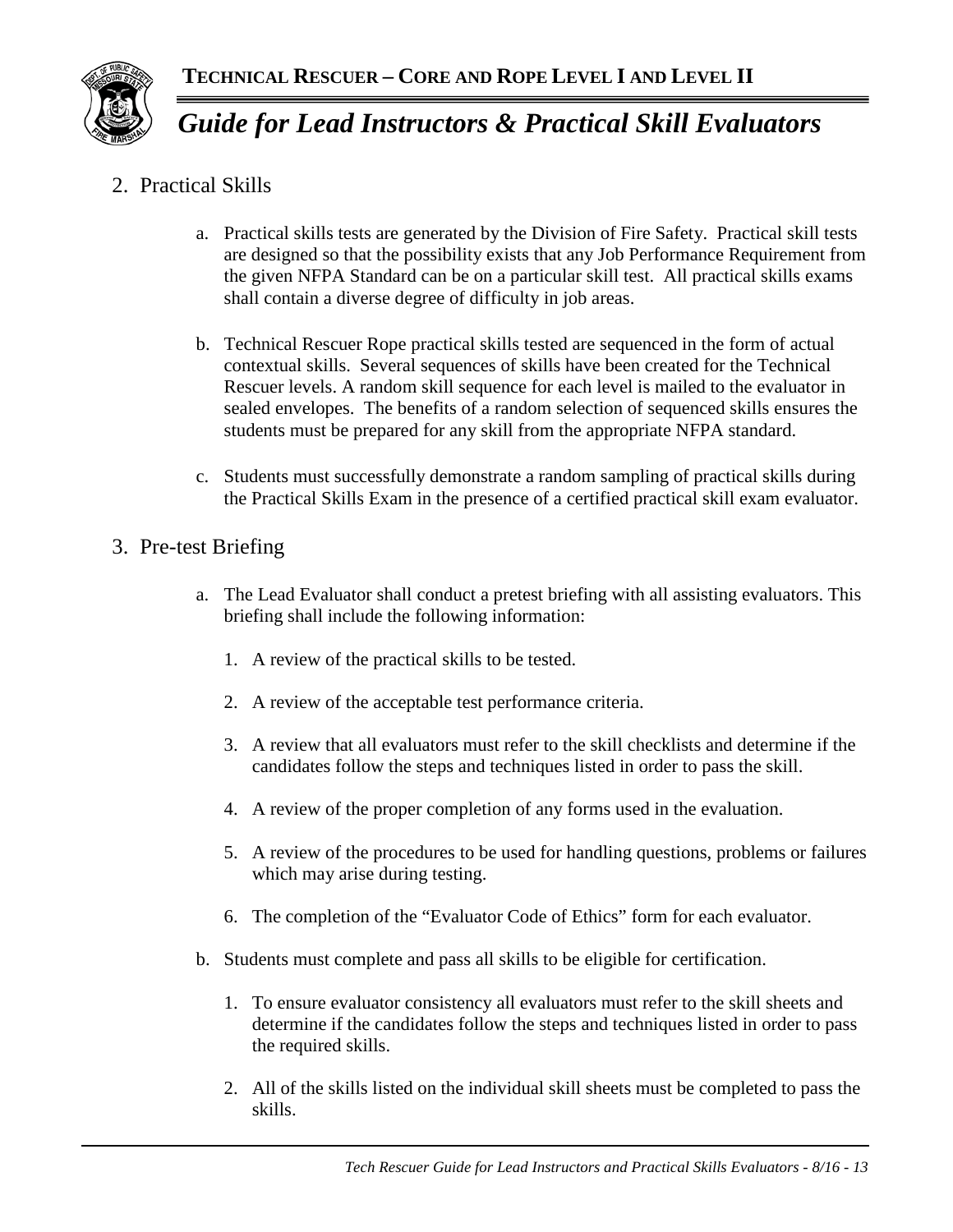## 2. Practical Skills

a. Practical skills tests are generated by the Division of Fire Safety. Practical skill tests are designed so that the possibility exists that any Job Performance Requirement from the given NFPA Standard can be on a particular skill test. All practical skills exams shall contain a diverse degree of difficulty in job areas.

b. Technical Rescuer Rope practical skills tested are sequenced in the form of actual contextual skills. Several sequences of skills have been created for the Technical Rescuer levels. A random skill sequence for each level is mailed to the evaluator in sealed envelopes. The benefits of a random selection of sequenced skills ensures the students must be prepared for any skill from the appropriate NFPA standard.

c. Students must successfully demonstrate a random sampling of practical skills during the Practical Skills Exam in the presence of a certified practical skill exam evaluator.

## 3. Pre-test Briefing

a. The Lead Evaluator shall conduct a pretest briefing with all assisting evaluators. This briefing shall include the following information:

   1. A review of the practical skills to be tested.
   2. A review of the acceptable test performance criteria.
   3. A review that all evaluators must refer to the skill checklists and determine if the candidates follow the steps and techniques listed in order to pass the skill.
   4. A review of the proper completion of any forms used in the evaluation.
   5. A review of the procedures to be used for handling questions, problems or failures which may arise during testing.
   6. The completion of the "Evaluator Code of Ethics" form for each evaluator.

b. Students must complete and pass all skills to be eligible for certification.

   1. To ensure evaluator consistency all evaluators must refer to the skill sheets and determine if the candidates follow the steps and techniques listed in order to pass the required skills.
   2. All of the skills listed on the individual skill sheets must be completed to pass the skills.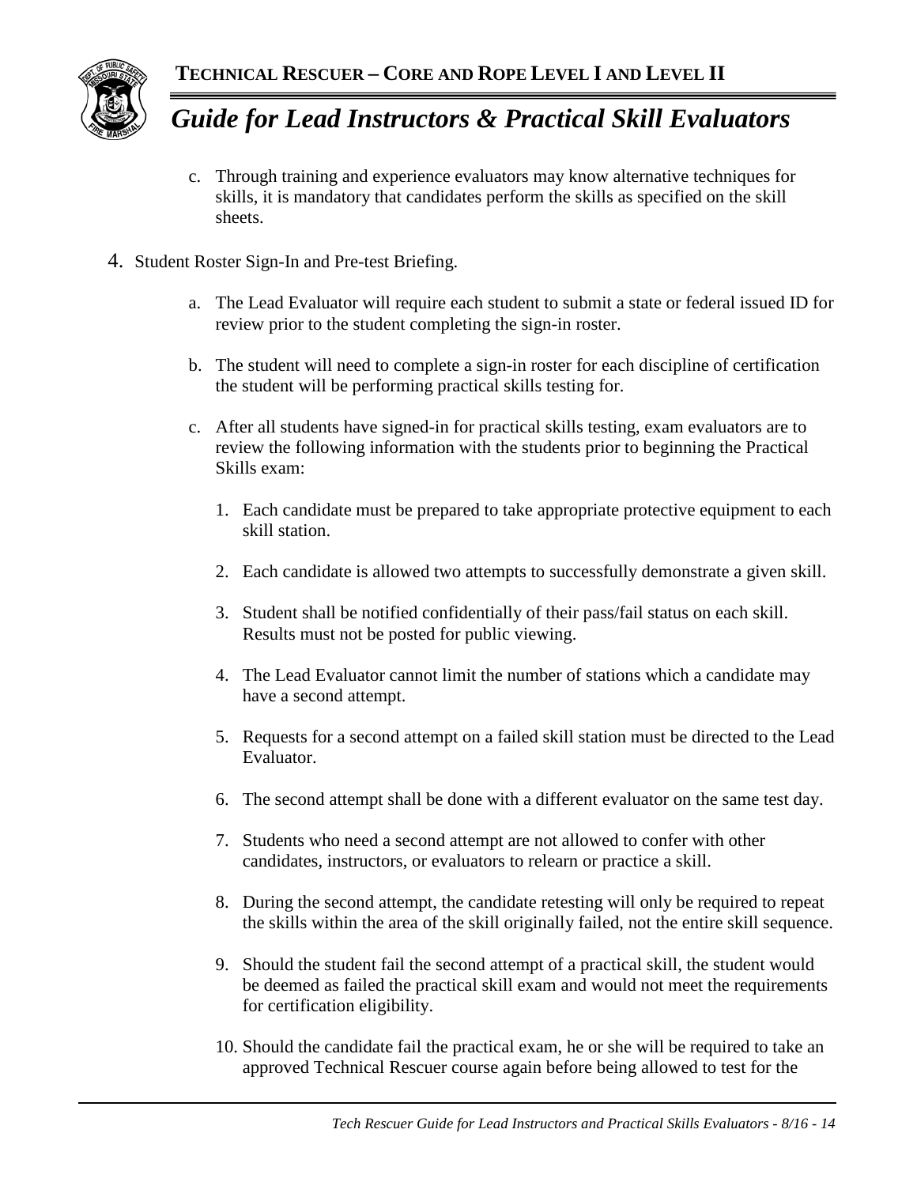c. Through training and experience evaluators may know alternative techniques for skills, it is mandatory that candidates perform the skills as specified on the skill sheets.

4. Student Roster Sign-In and Pre-test Briefing.

   a. The Lead Evaluator will require each student to submit a state or federal issued ID for review prior to the student completing the sign-in roster.

   b. The student will need to complete a sign-in roster for each discipline of certification the student will be performing practical skills testing for.

   c. After all students have signed-in for practical skills testing, exam evaluators are to review the following information with the students prior to beginning the Practical Skills exam:

      1. Each candidate must be prepared to take appropriate protective equipment to each skill station.

      2. Each candidate is allowed two attempts to successfully demonstrate a given skill.

      3. Student shall be notified confidentially of their pass/fail status on each skill. Results must not be posted for public viewing.

      4. The Lead Evaluator cannot limit the number of stations which a candidate may have a second attempt.

      5. Requests for a second attempt on a failed skill station must be directed to the Lead Evaluator.

      6. The second attempt shall be done with a different evaluator on the same test day.

      7. Students who need a second attempt are not allowed to confer with other candidates, instructors, or evaluators to relearn or practice a skill.

      8. During the second attempt, the candidate retesting will only be required to repeat the skills within the area of the skill originally failed, not the entire skill sequence.

      9. Should the student fail the second attempt of a practical skill, the student would be deemed as failed the practical skill exam and would not meet the requirements for certification eligibility.

      10. Should the candidate fail the practical exam, he or she will be required to take an approved Technical Rescuer course again before being allowed to test for the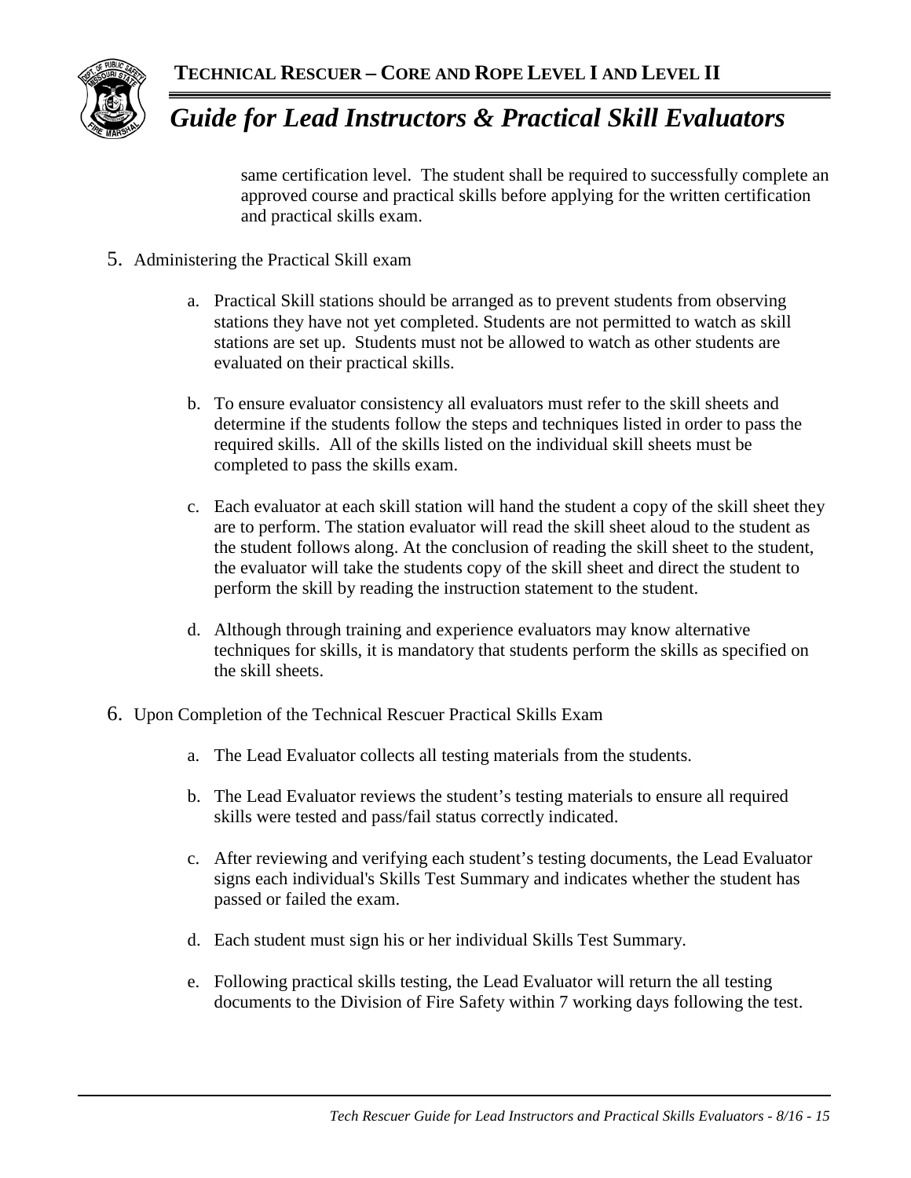same certification level. The student shall be required to successfully complete an approved course and practical skills before applying for the written certification and practical skills exam.

5. Administering the Practical Skill exam

    a. Practical Skill stations should be arranged as to prevent students from observing stations they have not yet completed. Students are not permitted to watch as skill stations are set up. Students must not be allowed to watch as other students are evaluated on their practical skills.

    b. To ensure evaluator consistency all evaluators must refer to the skill sheets and determine if the students follow the steps and techniques listed in order to pass the required skills. All of the skills listed on the individual skill sheets must be completed to pass the skills exam.

    c. Each evaluator at each skill station will hand the student a copy of the skill sheet they are to perform. The station evaluator will read the skill sheet aloud to the student as the student follows along. At the conclusion of reading the skill sheet to the student, the evaluator will take the students copy of the skill sheet and direct the student to perform the skill by reading the instruction statement to the student.

    d. Although through training and experience evaluators may know alternative techniques for skills, it is mandatory that students perform the skills as specified on the skill sheets.

6. Upon Completion of the Technical Rescuer Practical Skills Exam

    a. The Lead Evaluator collects all testing materials from the students.

    b. The Lead Evaluator reviews the student's testing materials to ensure all required skills were tested and pass/fail status correctly indicated.

    c. After reviewing and verifying each student's testing documents, the Lead Evaluator signs each individual's Skills Test Summary and indicates whether the student has passed or failed the exam.

    d. Each student must sign his or her individual Skills Test Summary.

    e. Following practical skills testing, the Lead Evaluator will return the all testing documents to the Division of Fire Safety within 7 working days following the test.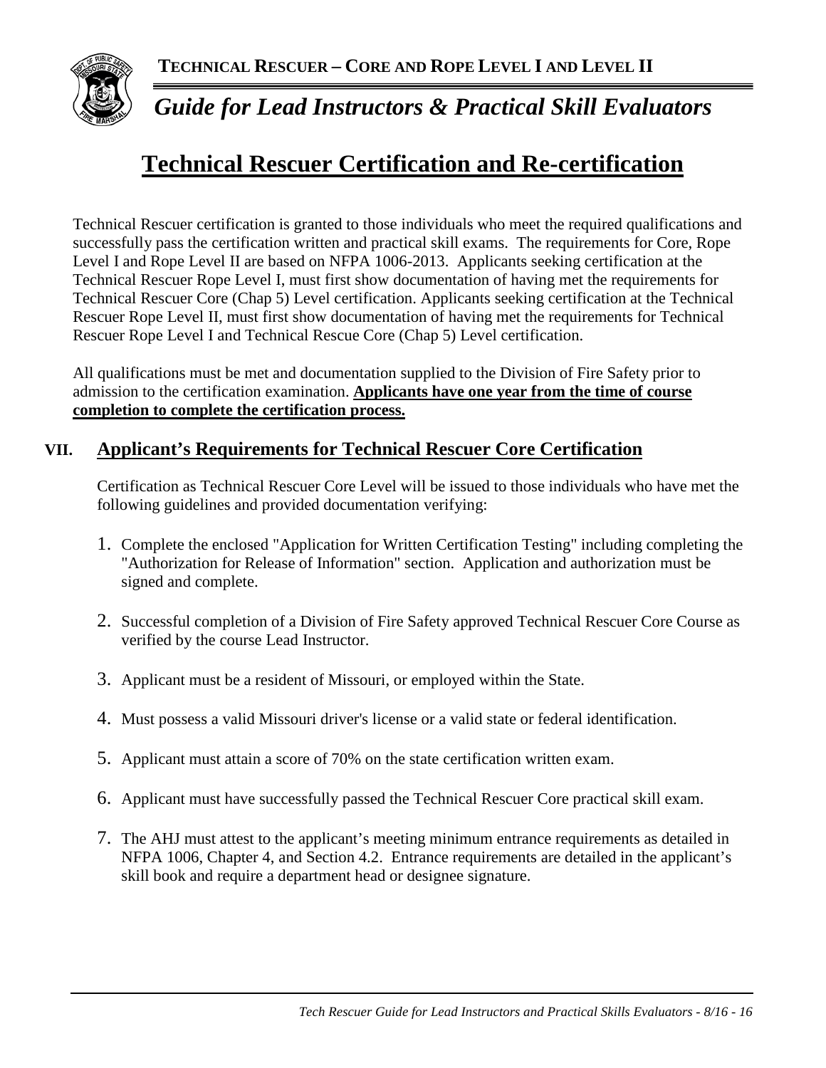# Technical Rescuer Certification and Re-certification

Technical Rescuer certification is granted to those individuals who meet the required qualifications and successfully pass the certification written and practical skill exams. The requirements for Core, Rope Level I and Rope Level II are based on NFPA 1006-2013. Applicants seeking certification at the Technical Rescuer Rope Level I, must first show documentation of having met the requirements for Technical Rescuer Core (Chap 5) Level certification. Applicants seeking certification at the Technical Rescuer Rope Level II, must first show documentation of having met the requirements for Technical Rescuer Rope Level I and Technical Rescue Core (Chap 5) Level certification.

All qualifications must be met and documentation supplied to the Division of Fire Safety prior to admission to the certification examination. **Applicants have one year from the time of course completion to complete the certification process.**

## VII. Applicant's Requirements for Technical Rescuer Core Certification

Certification as Technical Rescuer Core Level will be issued to those individuals who have met the following guidelines and provided documentation verifying:

1. Complete the enclosed "Application for Written Certification Testing" including completing the "Authorization for Release of Information" section. Application and authorization must be signed and complete.
2. Successful completion of a Division of Fire Safety approved Technical Rescuer Core Course as verified by the course Lead Instructor.
3. Applicant must be a resident of Missouri, or employed within the State.
4. Must possess a valid Missouri driver's license or a valid state or federal identification.
5. Applicant must attain a score of 70% on the state certification written exam.
6. Applicant must have successfully passed the Technical Rescuer Core practical skill exam.
7. The AHJ must attest to the applicant's meeting minimum entrance requirements as detailed in NFPA 1006, Chapter 4, and Section 4.2. Entrance requirements are detailed in the applicant's skill book and require a department head or designee signature.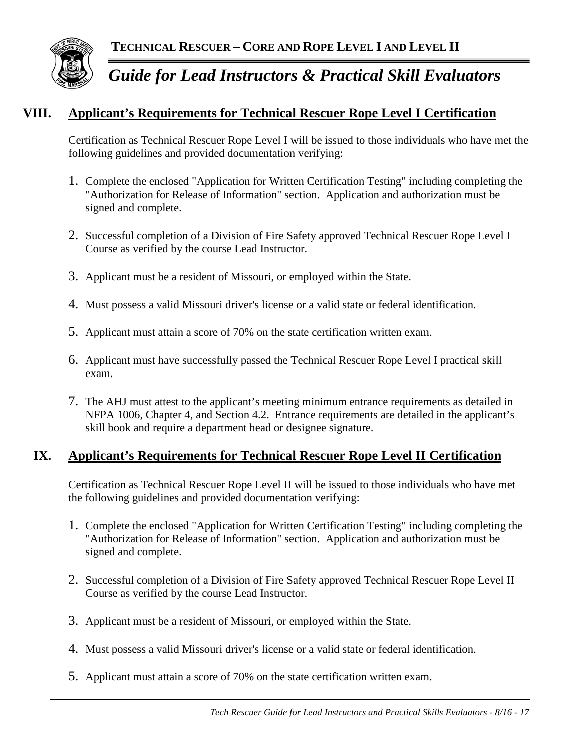## VIII. Applicant's Requirements for Technical Rescuer Rope Level I Certification

Certification as Technical Rescuer Rope Level I will be issued to those individuals who have met the following guidelines and provided documentation verifying:

1. Complete the enclosed "Application for Written Certification Testing" including completing the "Authorization for Release of Information" section. Application and authorization must be signed and complete.
2. Successful completion of a Division of Fire Safety approved Technical Rescuer Rope Level I Course as verified by the course Lead Instructor.
3. Applicant must be a resident of Missouri, or employed within the State.
4. Must possess a valid Missouri driver's license or a valid state or federal identification.
5. Applicant must attain a score of 70% on the state certification written exam.
6. Applicant must have successfully passed the Technical Rescuer Rope Level I practical skill exam.
7. The AHJ must attest to the applicant's meeting minimum entrance requirements as detailed in NFPA 1006, Chapter 4, and Section 4.2. Entrance requirements are detailed in the applicant's skill book and require a department head or designee signature.

## IX. Applicant's Requirements for Technical Rescuer Rope Level II Certification

Certification as Technical Rescuer Rope Level II will be issued to those individuals who have met the following guidelines and provided documentation verifying:

1. Complete the enclosed "Application for Written Certification Testing" including completing the "Authorization for Release of Information" section. Application and authorization must be signed and complete.
2. Successful completion of a Division of Fire Safety approved Technical Rescuer Rope Level II Course as verified by the course Lead Instructor.
3. Applicant must be a resident of Missouri, or employed within the State.
4. Must possess a valid Missouri driver's license or a valid state or federal identification.
5. Applicant must attain a score of 70% on the state certification written exam.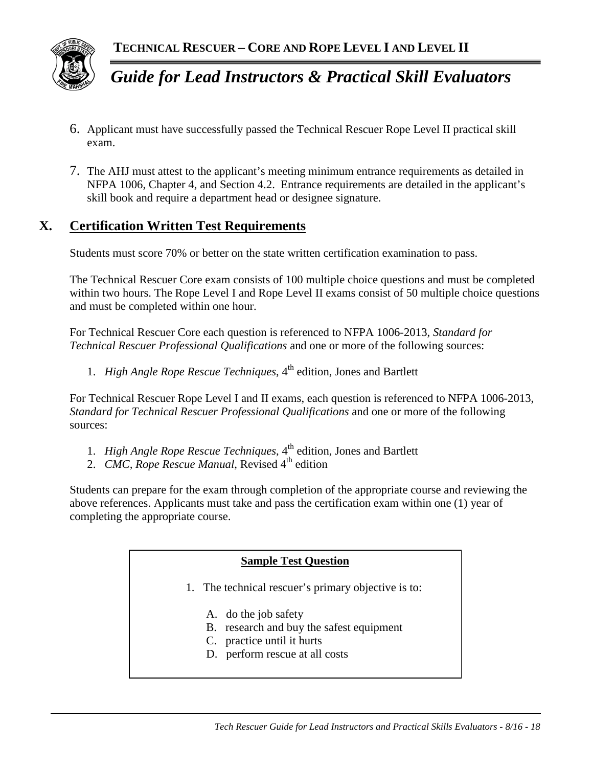6. Applicant must have successfully passed the Technical Rescuer Rope Level II practical skill exam.

7. The AHJ must attest to the applicant's meeting minimum entrance requirements as detailed in NFPA 1006, Chapter 4, and Section 4.2. Entrance requirements are detailed in the applicant's skill book and require a department head or designee signature.

## X. Certification Written Test Requirements

Students must score 70% or better on the state written certification examination to pass.

The Technical Rescuer Core exam consists of 100 multiple choice questions and must be completed within two hours. The Rope Level I and Rope Level II exams consist of 50 multiple choice questions and must be completed within one hour.

For Technical Rescuer Core each question is referenced to NFPA 1006-2013, *Standard for Technical Rescuer Professional Qualifications* and one or more of the following sources:

1. *High Angle Rope Rescue Techniques*, 4th edition, Jones and Bartlett

For Technical Rescuer Rope Level I and II exams, each question is referenced to NFPA 1006-2013, *Standard for Technical Rescuer Professional Qualifications* and one or more of the following sources:

1. *High Angle Rope Rescue Techniques*, 4th edition, Jones and Bartlett
2. *CMC, Rope Rescue Manual*, Revised 4th edition

Students can prepare for the exam through completion of the appropriate course and reviewing the above references. Applicants must take and pass the certification exam within one (1) year of completing the appropriate course.

**Sample Test Question**

1. The technical rescuer's primary objective is to:

   A. do the job safety
   B. research and buy the safest equipment
   C. practice until it hurts
   D. perform rescue at all costs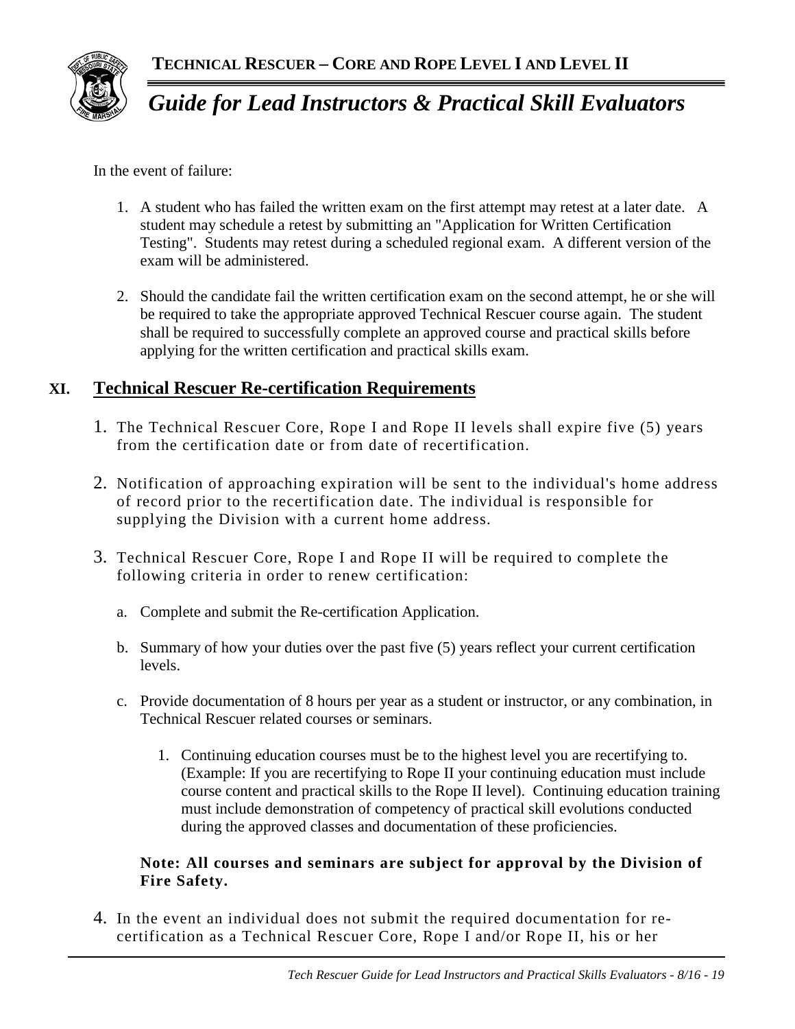In the event of failure:

1. A student who has failed the written exam on the first attempt may retest at a later date. A student may schedule a retest by submitting an "Application for Written Certification Testing". Students may retest during a scheduled regional exam. A different version of the exam will be administered.

2. Should the candidate fail the written certification exam on the second attempt, he or she will be required to take the appropriate approved Technical Rescuer course again. The student shall be required to successfully complete an approved course and practical skills before applying for the written certification and practical skills exam.

## XI. Technical Rescuer Re-certification Requirements

1. The Technical Rescuer Core, Rope I and Rope II levels shall expire five (5) years from the certification date or from date of recertification.

2. Notification of approaching expiration will be sent to the individual's home address of record prior to the recertification date. The individual is responsible for supplying the Division with a current home address.

3. Technical Rescuer Core, Rope I and Rope II will be required to complete the following criteria in order to renew certification:

   a. Complete and submit the Re-certification Application.

   b. Summary of how your duties over the past five (5) years reflect your current certification levels.

   c. Provide documentation of 8 hours per year as a student or instructor, or any combination, in Technical Rescuer related courses or seminars.

      1. Continuing education courses must be to the highest level you are recertifying to. (Example: If you are recertifying to Rope II your continuing education must include course content and practical skills to the Rope II level). Continuing education training must include demonstration of competency of practical skill evolutions conducted during the approved classes and documentation of these proficiencies.

   **Note: All courses and seminars are subject for approval by the Division of Fire Safety.**

4. In the event an individual does not submit the required documentation for re-certification as a Technical Rescuer Core, Rope I and/or Rope II, his or her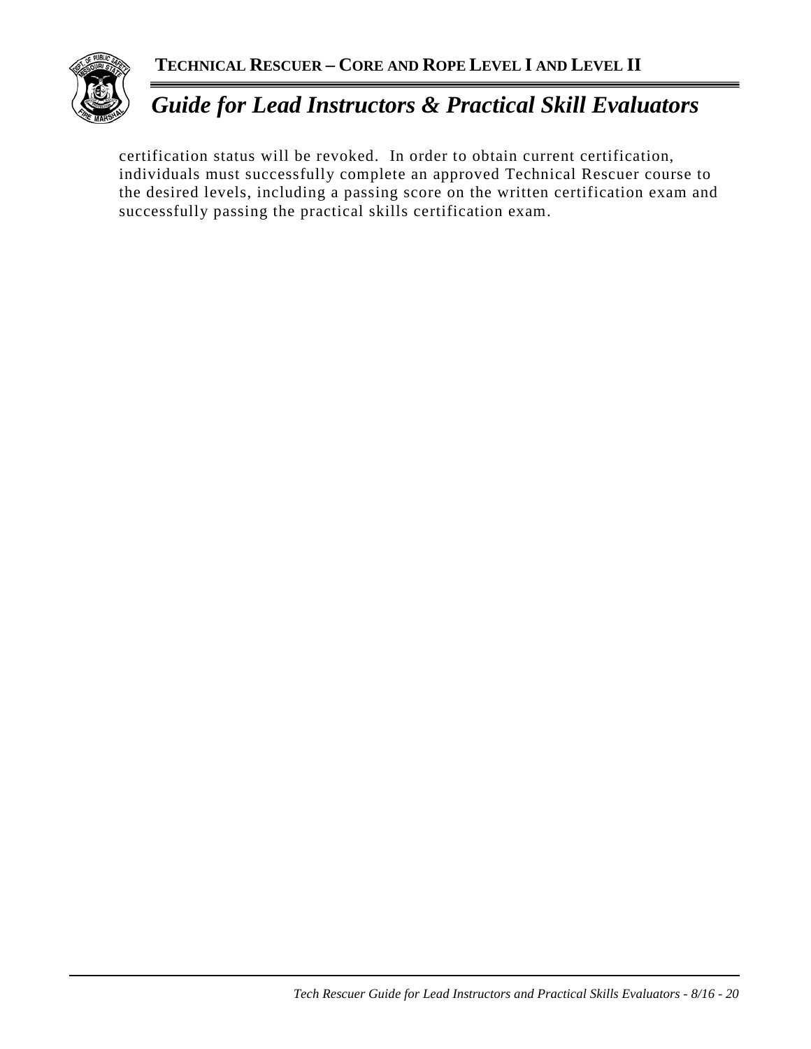certification status will be revoked. In order to obtain current certification, individuals must successfully complete an approved Technical Rescuer course to the desired levels, including a passing score on the written certification exam and successfully passing the practical skills certification exam.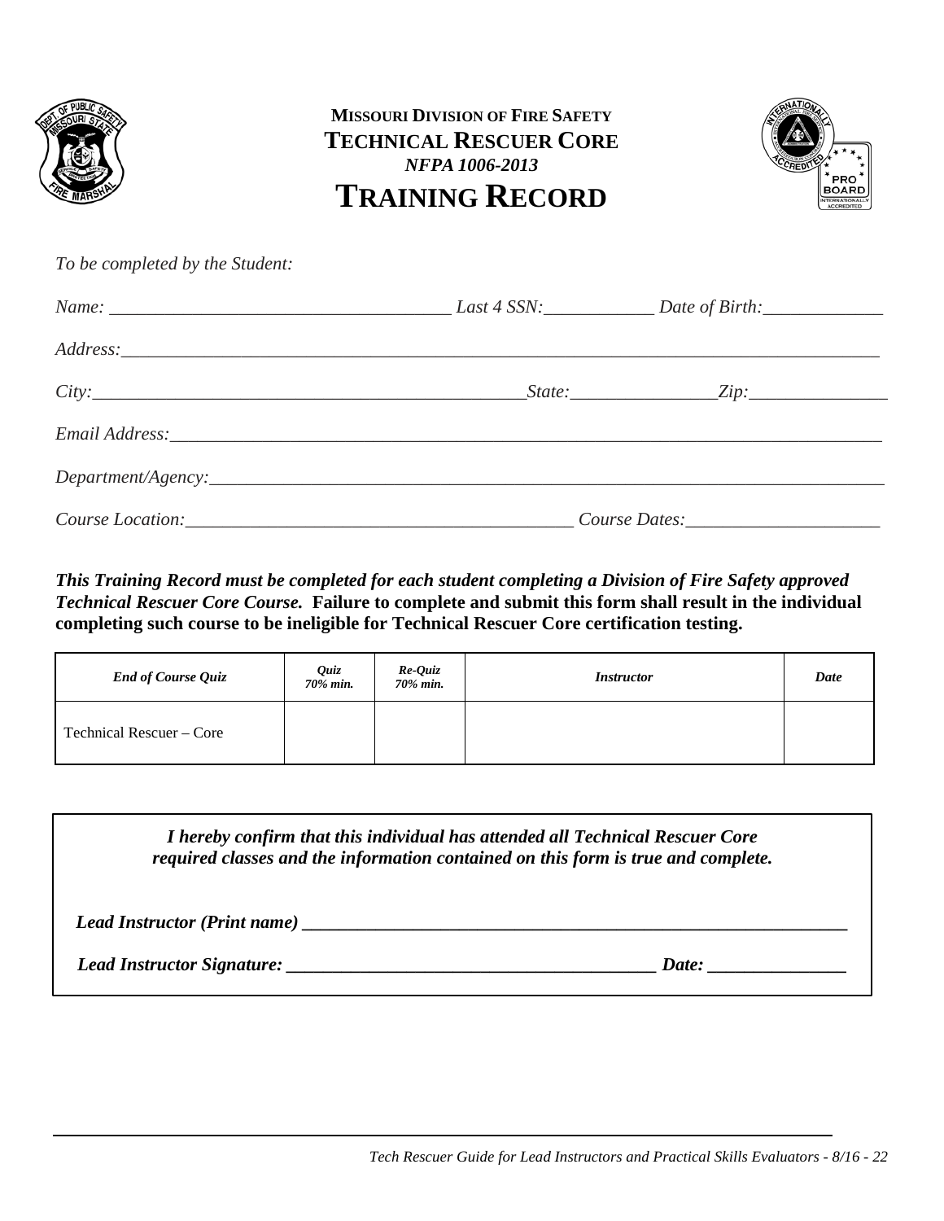**MISSOURI DIVISION OF FIRE SAFETY**
**TECHNICAL RESCUER CORE**
*NFPA 1006-2013*

# TRAINING RECORD

*To be completed by the Student:*

*Name:* ______________________________ *Last 4 SSN:* __________ *Date of Birth:* ___________

*Address:* ____________________________________________________________

*City:* ______________________________ *State:* ____________ *Zip:* ____________

*Email Address:* ____________________________________________________________

*Department/Agency:* ____________________________________________________________

*Course Location:* ______________________________ *Course Dates:* ____________________

***This Training Record must be completed for each student completing a Division of Fire Safety approved Technical Rescuer Core Course.*** **Failure to complete and submit this form shall result in the individual completing such course to be ineligible for Technical Rescuer Core certification testing.**

| *End of Course Quiz* | *Quiz 70% min.* | *Re-Quiz 70% min.* | *Instructor* | *Date* |
|---|---|---|---|---|
| Technical Rescuer – Core | | | | |

***I hereby confirm that this individual has attended all Technical Rescuer Core required classes and the information contained on this form is true and complete.***

***Lead Instructor (Print name)*** ____________________________________________

***Lead Instructor Signature:*** ______________________________ ***Date:*** ____________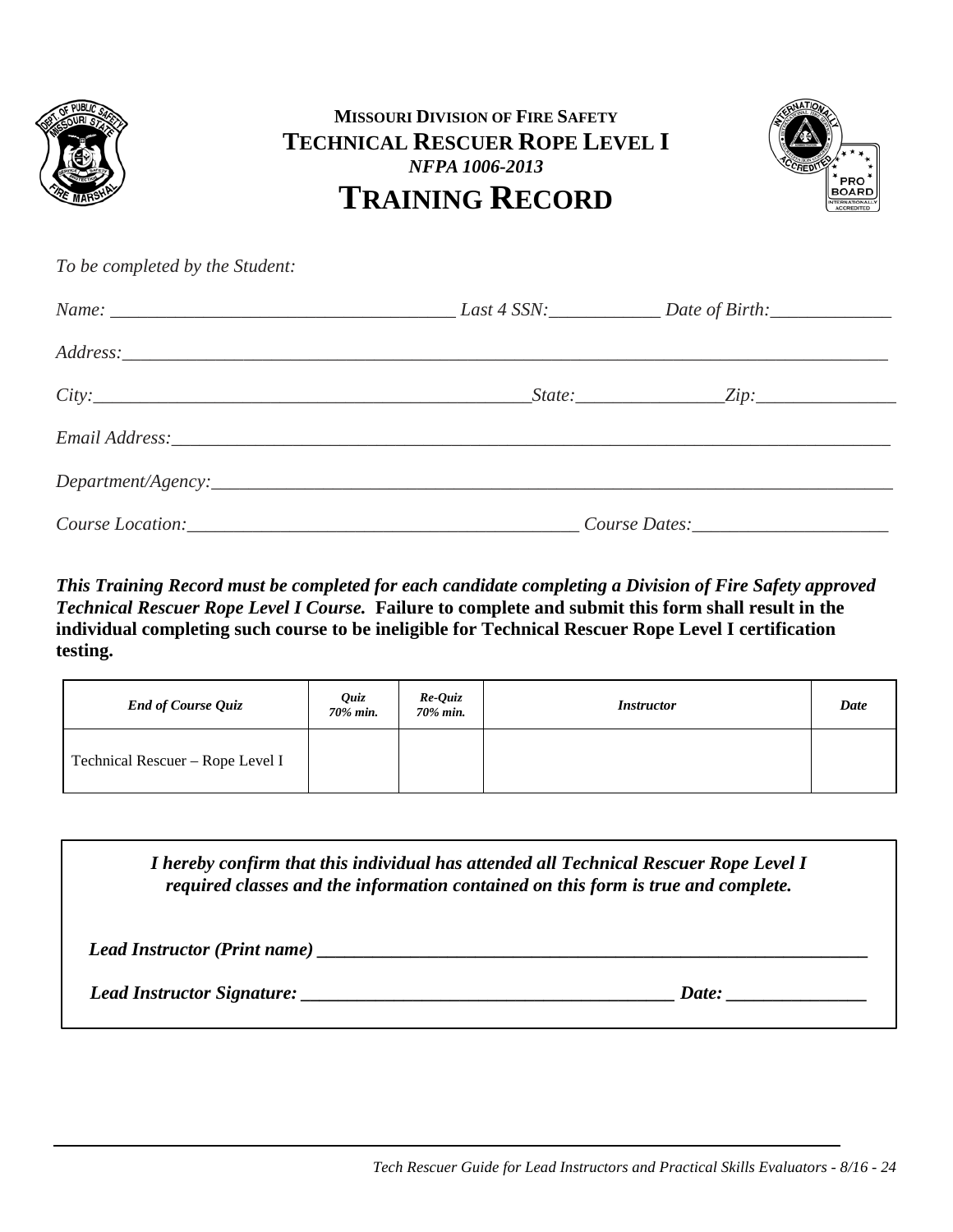**MISSOURI DIVISION OF FIRE SAFETY**

**TECHNICAL RESCUER ROPE LEVEL I**

***NFPA 1006-2013***

# TRAINING RECORD

*To be completed by the Student:*

*Name:* ____________________________________ *Last 4 SSN:*____________ *Date of Birth:*_____________

*Address:*_______________________________________________________________________________

*City:*_______________________________________________*State:*_______________*Zip:*_______________

*Email Address:*__________________________________________________________________________

*Department/Agency:*______________________________________________________________________

*Course Location:*___________________________________________ *Course Dates:*_____________________

***This Training Record must be completed for each candidate completing a Division of Fire Safety approved Technical Rescuer Rope Level I Course.*** **Failure to complete and submit this form shall result in the individual completing such course to be ineligible for Technical Rescuer Rope Level I certification testing.**

| ***End of Course Quiz*** | ***Quiz 70% min.*** | ***Re-Quiz 70% min.*** | ***Instructor*** | ***Date*** |
|---|---|---|---|---|
| Technical Rescuer – Rope Level I | | | | |

***I hereby confirm that this individual has attended all Technical Rescuer Rope Level I required classes and the information contained on this form is true and complete.***

***Lead Instructor (Print name)*** ______________________________________________________________

***Lead Instructor Signature:*** ________________________________________ ***Date:*** _______________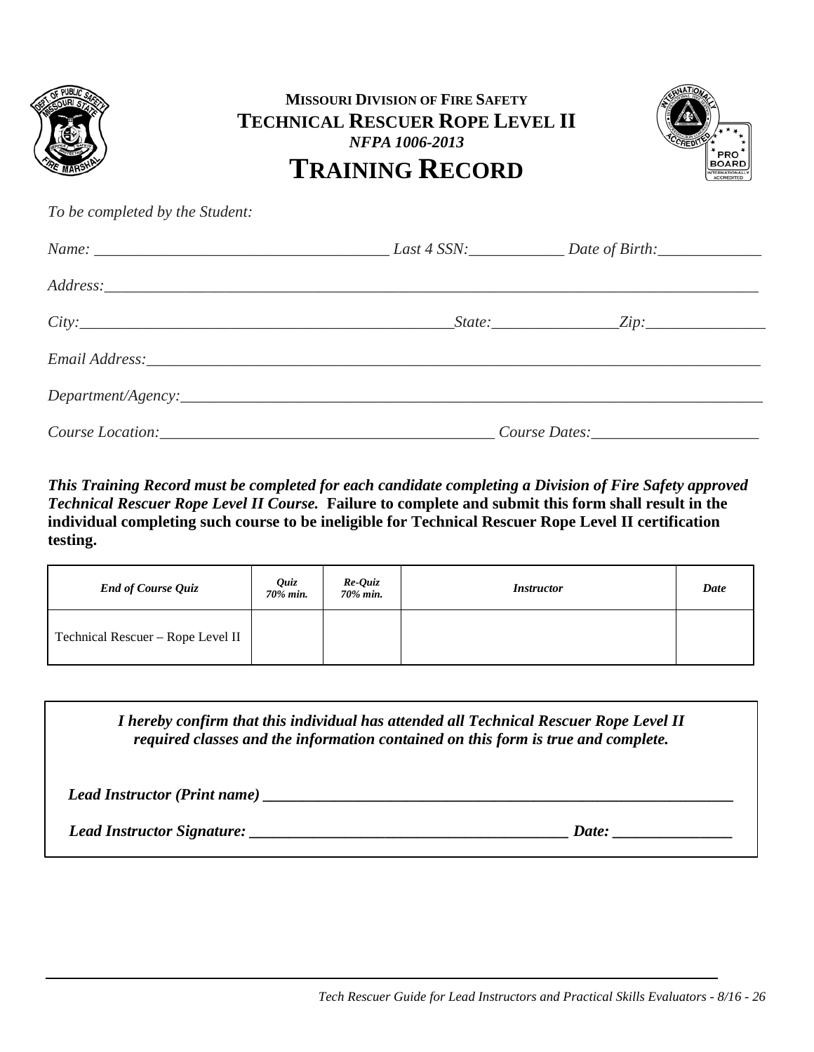**MISSOURI DIVISION OF FIRE SAFETY**

**TECHNICAL RESCUER ROPE LEVEL II**

***NFPA 1006-2013***

# TRAINING RECORD

*To be completed by the Student:*

*Name:* ____________________________________ *Last 4 SSN:*____________ *Date of Birth:*_____________

*Address:*_____________________________________________________________________________________

*City:*______________________________________________*State:*________________*Zip:*_______________

*Email Address:*________________________________________________________________________________

*Department/Agency:*____________________________________________________________________________

*Course Location:*__________________________________________ *Course Dates:*_____________________

***This Training Record must be completed for each candidate completing a Division of Fire Safety approved Technical Rescuer Rope Level II Course.*** **Failure to complete and submit this form shall result in the individual completing such course to be ineligible for Technical Rescuer Rope Level II certification testing.**

| *End of Course Quiz* | *Quiz 70% min.* | *Re-Quiz 70% min.* | *Instructor* | *Date* |
|---|---|---|---|---|
| Technical Rescuer – Rope Level II | | | | |

***I hereby confirm that this individual has attended all Technical Rescuer Rope Level II required classes and the information contained on this form is true and complete.***

***Lead Instructor (Print name)*** ____________________________________________________________

***Lead Instructor Signature:*** _________________________________________ ***Date:*** _______________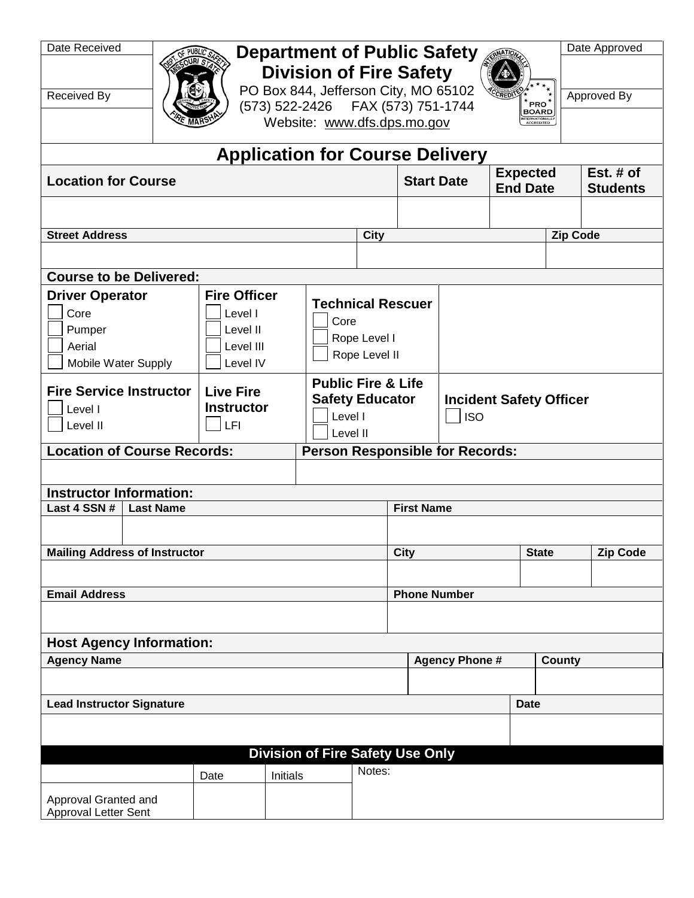| Date Received | | Date Approved |
|---|---|---|
| | | |
| Received By | | Approved By |
| | | |

# Department of Public Safety
## Division of Fire Safety

PO Box 844, Jefferson City, MO 65102
(573) 522-2426 FAX (573) 751-1744
Website: www.dfs.dps.mo.gov

## Application for Course Delivery

| Location for Course | Start Date | Expected End Date | Est. # of Students |
|---|---|---|---|
| | | | |

| Street Address | City | Zip Code |
|---|---|---|
| | | |

### Course to be Delivered:

**Driver Operator**
- ☐ Core
- ☐ Pumper
- ☐ Aerial
- ☐ Mobile Water Supply

**Fire Officer**
- ☐ Level I
- ☐ Level II
- ☐ Level III
- ☐ Level IV

**Technical Rescuer**
- ☐ Core
- ☐ Rope Level I
- ☐ Rope Level II

**Fire Service Instructor**
- ☐ Level I
- ☐ Level II

**Live Fire Instructor**
- ☐ LFI

**Public Fire & Life Safety Educator**
- ☐ Level I
- ☐ Level II

**Incident Safety Officer**
- ☐ ISO

| Location of Course Records: | Person Responsible for Records: |
|---|---|
| | |

### Instructor Information:

| Last 4 SSN # | Last Name | First Name |
|---|---|---|
| | | |

| Mailing Address of Instructor | City | State | Zip Code |
|---|---|---|---|
| | | | |

| Email Address | Phone Number |
|---|---|
| | |

### Host Agency Information:

| Agency Name | Agency Phone # | County |
|---|---|---|
| | | |

| Lead Instructor Signature | Date |
|---|---|
| | |

### Division of Fire Safety Use Only

| | Date | Initials | Notes: |
|---|---|---|---|
| Approval Granted and Approval Letter Sent | | | |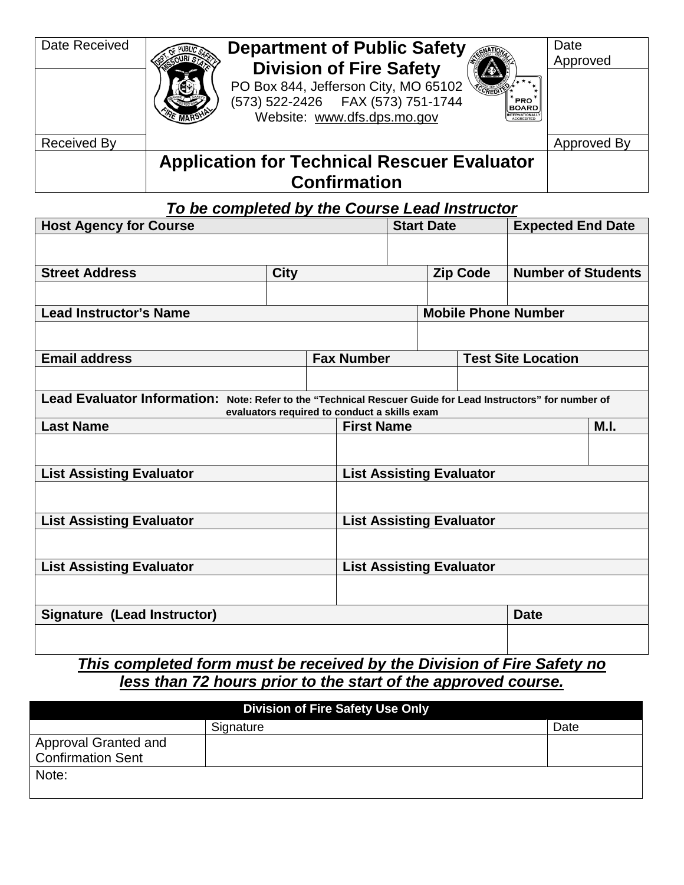| Date Received | Department of Public Safety<br>Division of Fire Safety<br>PO Box 844, Jefferson City, MO 65102<br>(573) 522-2426 FAX (573) 751-1744<br>Website: www.dfs.dps.mo.gov | Date Approved |
|---|---|---|
| | | |
| Received By | | Approved By |
| | **Application for Technical Rescuer Evaluator Confirmation** | |

***To be completed by the Course Lead Instructor***

| Host Agency for Course | | | Start Date | | Expected End Date |
|---|---|---|---|---|---|
| | | | | | |
| **Street Address** | **City** | | | **Zip Code** | **Number of Students** |
| | | | | | |
| **Lead Instructor's Name** | | | | **Mobile Phone Number** | |
| | | | | | |
| **Email address** | | **Fax Number** | | **Test Site Location** | |
| | | | | | |

**Lead Evaluator Information:** Note: Refer to the "Technical Rescuer Guide for Lead Instructors" for number of evaluators required to conduct a skills exam

| Last Name | First Name | M.I. |
|---|---|---|
| | | |

| List Assisting Evaluator | List Assisting Evaluator |
|---|---|
| | |
| **List Assisting Evaluator** | **List Assisting Evaluator** |
| | |
| **List Assisting Evaluator** | **List Assisting Evaluator** |
| | |

| Signature (Lead Instructor) | Date |
|---|---|
| | |

***This completed form must be received by the Division of Fire Safety no less than 72 hours prior to the start of the approved course.***

| Division of Fire Safety Use Only | | |
|---|---|---|
| | Signature | Date |
| Approval Granted and Confirmation Sent | | |
| Note: | | |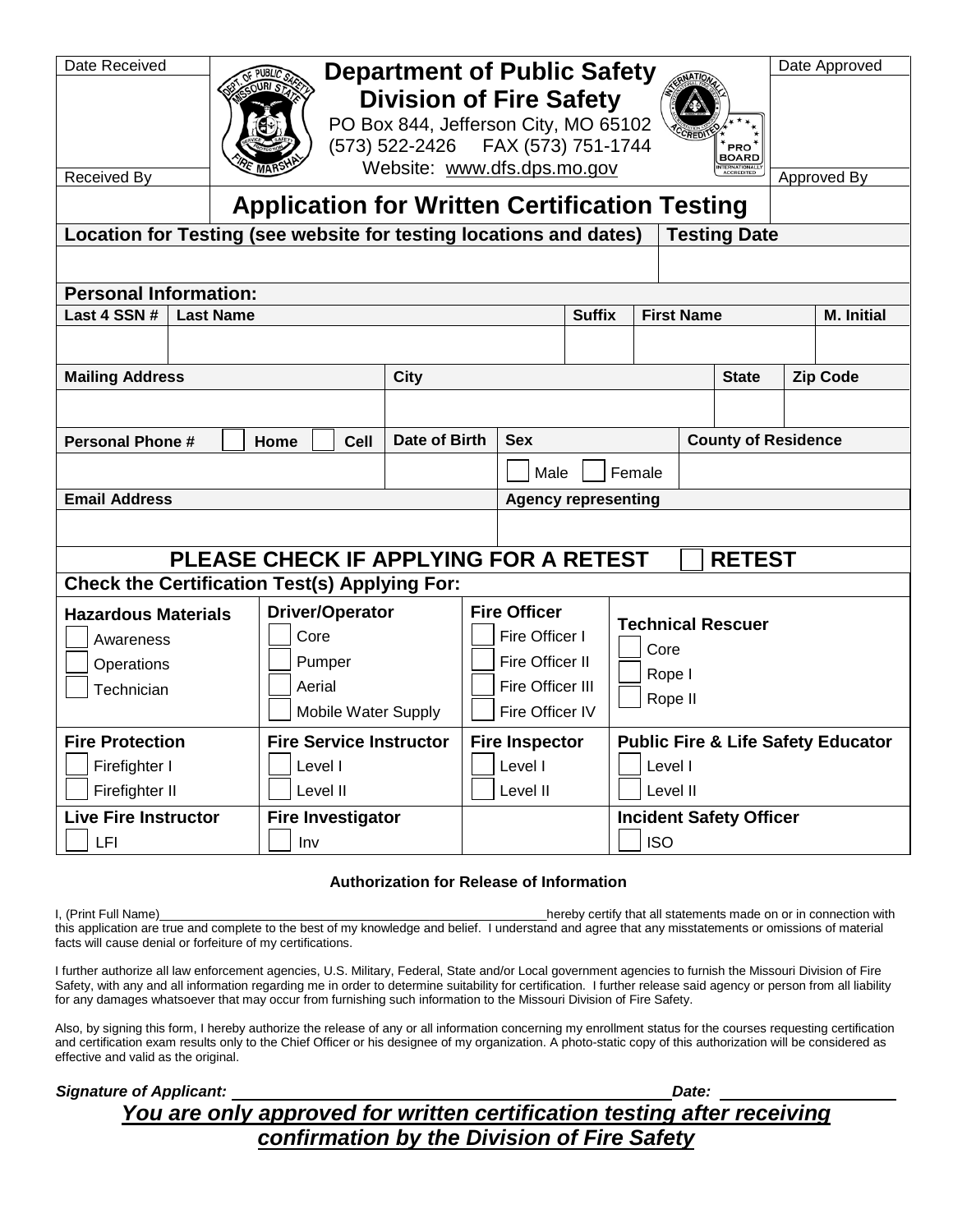| Date Received | **Department of Public Safety** | Date Approved |
|---|---|---|
| | **Division of Fire Safety** | |
| | PO Box 844, Jefferson City, MO 65102 | |
| | (573) 522-2426 FAX (573) 751-1744 | |
| Received By | Website: www.dfs.dps.mo.gov | Approved By |

# Application for Written Certification Testing

| **Location for Testing (see website for testing locations and dates)** | **Testing Date** |
|---|---|
| | |

**Personal Information:**

| **Last 4 SSN #** | **Last Name** | **Suffix** | **First Name** | **M. Initial** |
|---|---|---|---|---|
| | | | | |

| **Mailing Address** | **City** | **State** | **Zip Code** |
|---|---|---|---|
| | | | |

| **Personal Phone #** ☐ Home ☐ Cell | **Date of Birth** | **Sex** | **County of Residence** |
|---|---|---|---|
| | | ☐ Male ☐ Female | |

| **Email Address** | **Agency representing** |
|---|---|
| | |

**PLEASE CHECK IF APPLYING FOR A RETEST** ☐ **RETEST**

**Check the Certification Test(s) Applying For:**

| **Hazardous Materials** | **Driver/Operator** | **Fire Officer** | **Technical Rescuer** |
|---|---|---|---|
| ☐ Awareness | ☐ Core | ☐ Fire Officer I | ☐ Core |
| ☐ Operations | ☐ Pumper | ☐ Fire Officer II | ☐ Rope I |
| ☐ Technician | ☐ Aerial | ☐ Fire Officer III | ☐ Rope II |
| | ☐ Mobile Water Supply | ☐ Fire Officer IV | |
| **Fire Protection** | **Fire Service Instructor** | **Fire Inspector** | **Public Fire & Life Safety Educator** |
| ☐ Firefighter I | ☐ Level I | ☐ Level I | ☐ Level I |
| ☐ Firefighter II | ☐ Level II | ☐ Level II | ☐ Level II |
| **Live Fire Instructor** | **Fire Investigator** | | **Incident Safety Officer** |
| ☐ LFI | ☐ Inv | | ☐ ISO |

**Authorization for Release of Information**

I, (Print Full Name)\_\_\_\_\_\_\_\_\_\_\_\_\_\_\_\_\_\_\_\_\_\_\_\_\_\_\_\_\_\_\_\_\_\_\_\_\_\_\_\_\_\_\_\_hereby certify that all statements made on or in connection with this application are true and complete to the best of my knowledge and belief. I understand and agree that any misstatements or omissions of material facts will cause denial or forfeiture of my certifications.

I further authorize all law enforcement agencies, U.S. Military, Federal, State and/or Local government agencies to furnish the Missouri Division of Fire Safety, with any and all information regarding me in order to determine suitability for certification. I further release said agency or person from all liability for any damages whatsoever that may occur from furnishing such information to the Missouri Division of Fire Safety.

Also, by signing this form, I hereby authorize the release of any or all information concerning my enrollment status for the courses requesting certification and certification exam results only to the Chief Officer or his designee of my organization. A photo-static copy of this authorization will be considered as effective and valid as the original.

***Signature of Applicant:*** \_\_\_\_\_\_\_\_\_\_\_\_\_\_\_\_\_\_\_\_\_\_\_\_\_\_\_\_\_\_\_\_\_\_\_\_\_\_\_\_ ***Date:*** \_\_\_\_\_\_\_\_\_\_\_\_\_\_\_\_

***You are only approved for written certification testing after receiving confirmation by the Division of Fire Safety***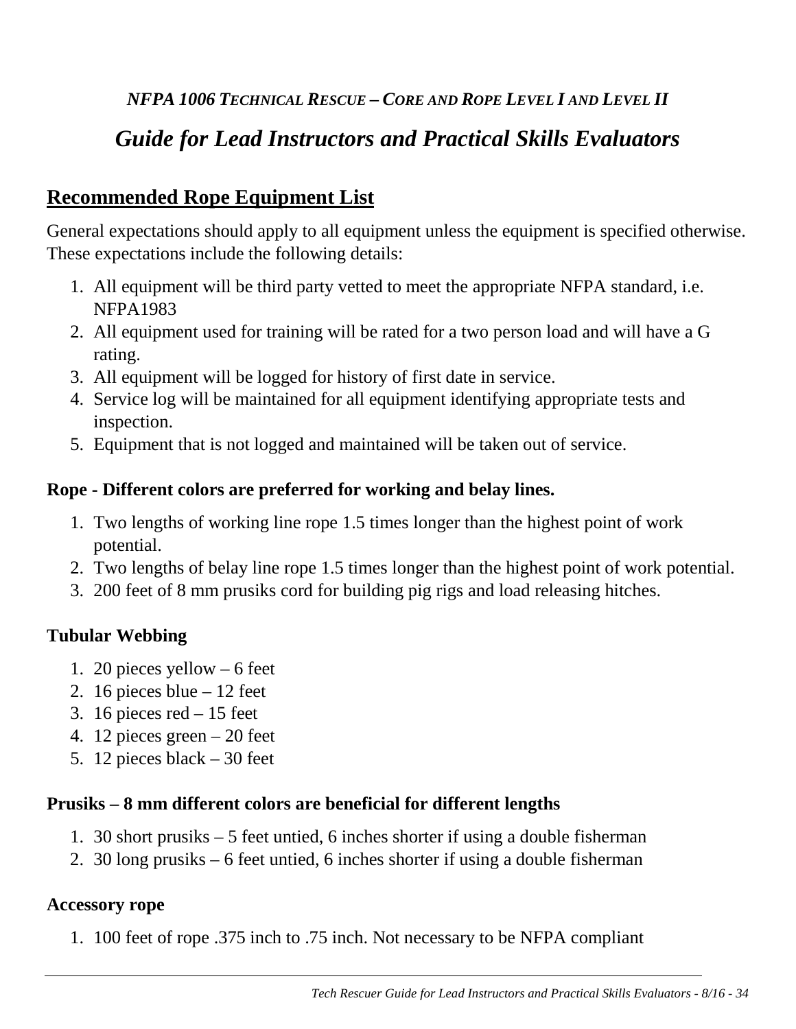*NFPA 1006 TECHNICAL RESCUE – CORE AND ROPE LEVEL I AND LEVEL II*

# *Guide for Lead Instructors and Practical Skills Evaluators*

## Recommended Rope Equipment List

General expectations should apply to all equipment unless the equipment is specified otherwise. These expectations include the following details:

1. All equipment will be third party vetted to meet the appropriate NFPA standard, i.e. NFPA1983
2. All equipment used for training will be rated for a two person load and will have a G rating.
3. All equipment will be logged for history of first date in service.
4. Service log will be maintained for all equipment identifying appropriate tests and inspection.
5. Equipment that is not logged and maintained will be taken out of service.

**Rope - Different colors are preferred for working and belay lines.**

1. Two lengths of working line rope 1.5 times longer than the highest point of work potential.
2. Two lengths of belay line rope 1.5 times longer than the highest point of work potential.
3. 200 feet of 8 mm prusiks cord for building pig rigs and load releasing hitches.

**Tubular Webbing**

1. 20 pieces yellow – 6 feet
2. 16 pieces blue – 12 feet
3. 16 pieces red – 15 feet
4. 12 pieces green – 20 feet
5. 12 pieces black – 30 feet

**Prusiks – 8 mm different colors are beneficial for different lengths**

1. 30 short prusiks – 5 feet untied, 6 inches shorter if using a double fisherman
2. 30 long prusiks – 6 feet untied, 6 inches shorter if using a double fisherman

**Accessory rope**

1. 100 feet of rope .375 inch to .75 inch. Not necessary to be NFPA compliant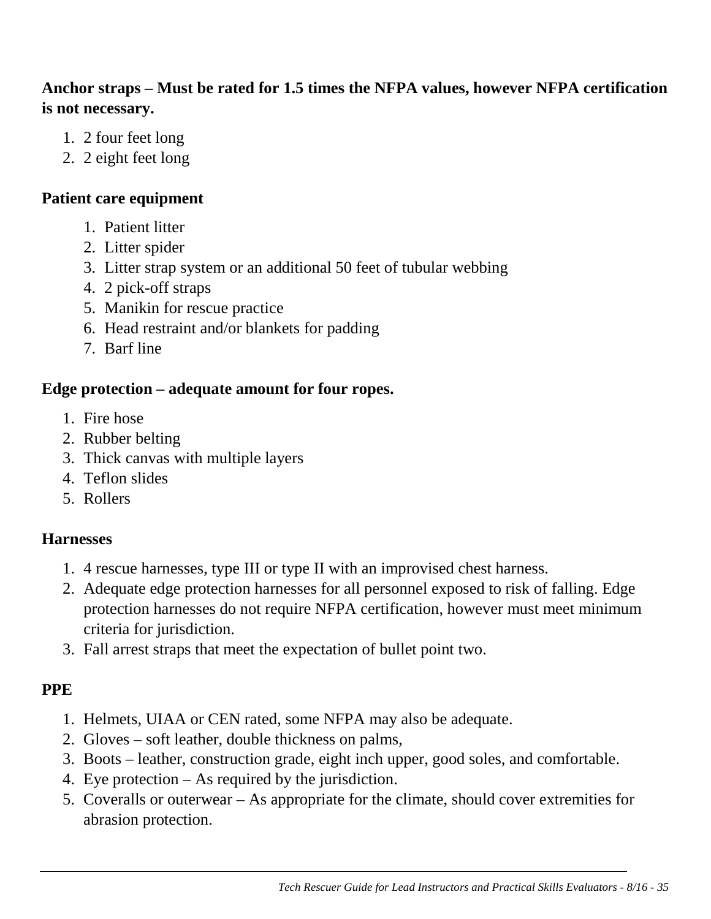**Anchor straps – Must be rated for 1.5 times the NFPA values, however NFPA certification is not necessary.**

1. 2 four feet long
2. 2 eight feet long

**Patient care equipment**

1. Patient litter
2. Litter spider
3. Litter strap system or an additional 50 feet of tubular webbing
4. 2 pick-off straps
5. Manikin for rescue practice
6. Head restraint and/or blankets for padding
7. Barf line

**Edge protection – adequate amount for four ropes.**

1. Fire hose
2. Rubber belting
3. Thick canvas with multiple layers
4. Teflon slides
5. Rollers

**Harnesses**

1. 4 rescue harnesses, type III or type II with an improvised chest harness.
2. Adequate edge protection harnesses for all personnel exposed to risk of falling. Edge protection harnesses do not require NFPA certification, however must meet minimum criteria for jurisdiction.
3. Fall arrest straps that meet the expectation of bullet point two.

**PPE**

1. Helmets, UIAA or CEN rated, some NFPA may also be adequate.
2. Gloves – soft leather, double thickness on palms,
3. Boots – leather, construction grade, eight inch upper, good soles, and comfortable.
4. Eye protection – As required by the jurisdiction.
5. Coveralls or outerwear – As appropriate for the climate, should cover extremities for abrasion protection.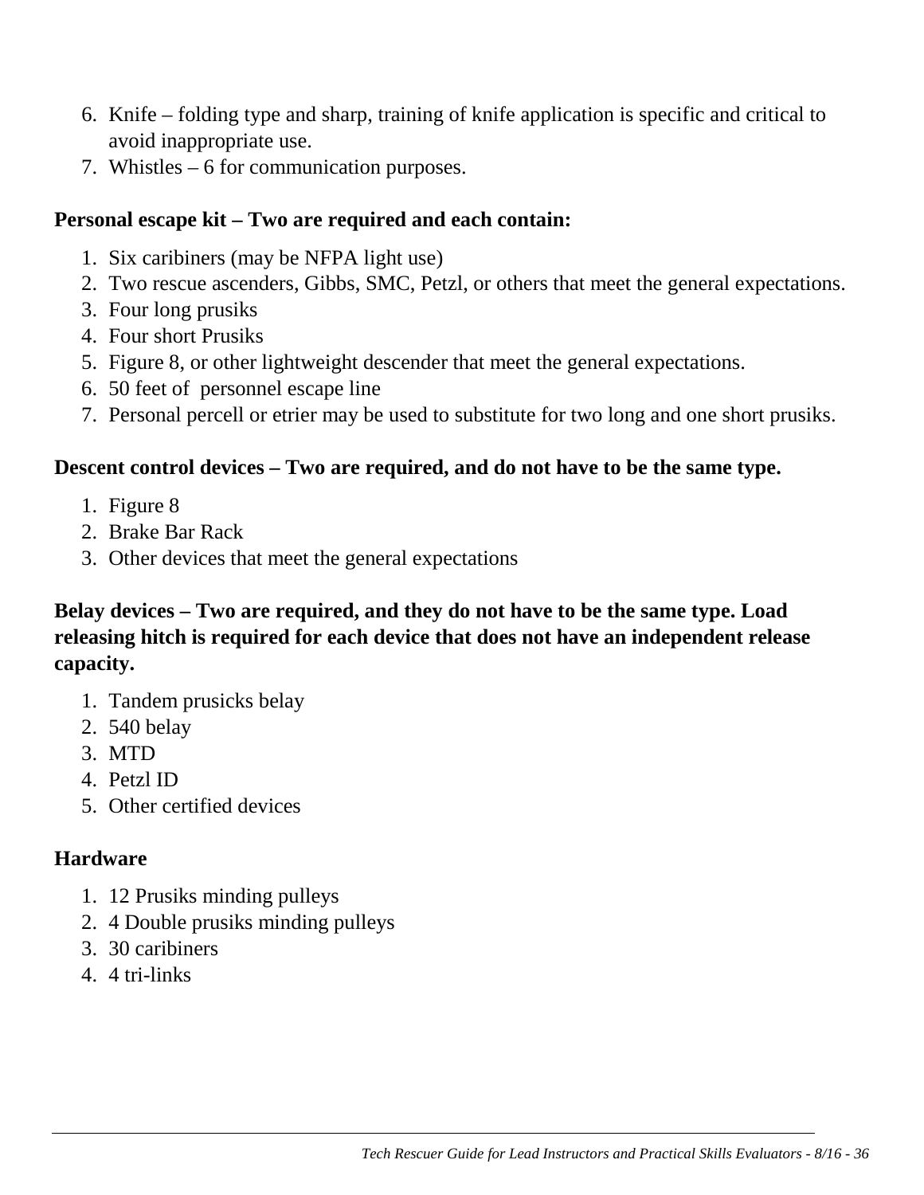6. Knife – folding type and sharp, training of knife application is specific and critical to avoid inappropriate use.
7. Whistles – 6 for communication purposes.

**Personal escape kit – Two are required and each contain:**

1. Six caribiners (may be NFPA light use)
2. Two rescue ascenders, Gibbs, SMC, Petzl, or others that meet the general expectations.
3. Four long prusiks
4. Four short Prusiks
5. Figure 8, or other lightweight descender that meet the general expectations.
6. 50 feet of personnel escape line
7. Personal percell or etrier may be used to substitute for two long and one short prusiks.

**Descent control devices – Two are required, and do not have to be the same type.**

1. Figure 8
2. Brake Bar Rack
3. Other devices that meet the general expectations

**Belay devices – Two are required, and they do not have to be the same type. Load releasing hitch is required for each device that does not have an independent release capacity.**

1. Tandem prusicks belay
2. 540 belay
3. MTD
4. Petzl ID
5. Other certified devices

**Hardware**

1. 12 Prusiks minding pulleys
2. 4 Double prusiks minding pulleys
3. 30 caribiners
4. 4 tri-links